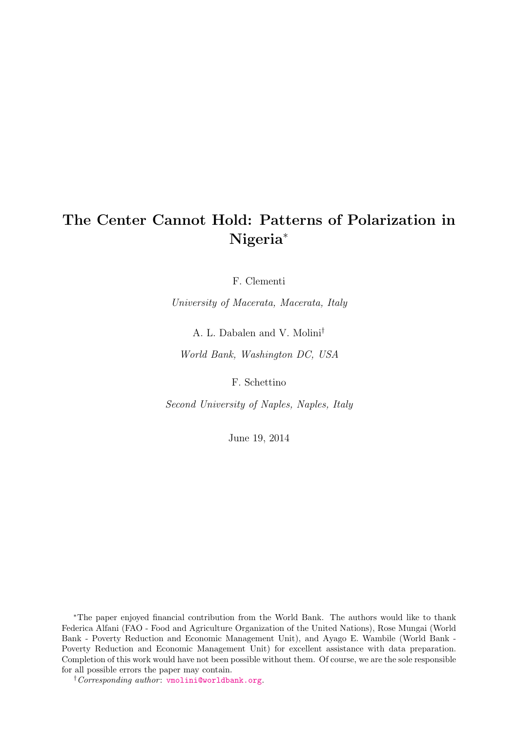# The Center Cannot Hold: Patterns of Polarization in Nigeria[*]

F. Clementi

*University of Macerata, Macerata, Italy*

A. L. Dabalen and V. Molini[†]

*World Bank, Washington DC, USA*

F. Schettino

*Second University of Naples, Naples, Italy*

June 19, 2014

[*]The paper enjoyed financial contribution from the World Bank. The authors would like to thank Federica Alfani (FAO - Food and Agriculture Organization of the United Nations), Rose Mungai (World Bank - Poverty Reduction and Economic Management Unit), and Ayago E. Wambile (World Bank - Poverty Reduction and Economic Management Unit) for excellent assistance with data preparation. Completion of this work would have not been possible without them. Of course, we are the sole responsible for all possible errors the paper may contain.

[†]*Corresponding author*: vmolini@worldbank.org.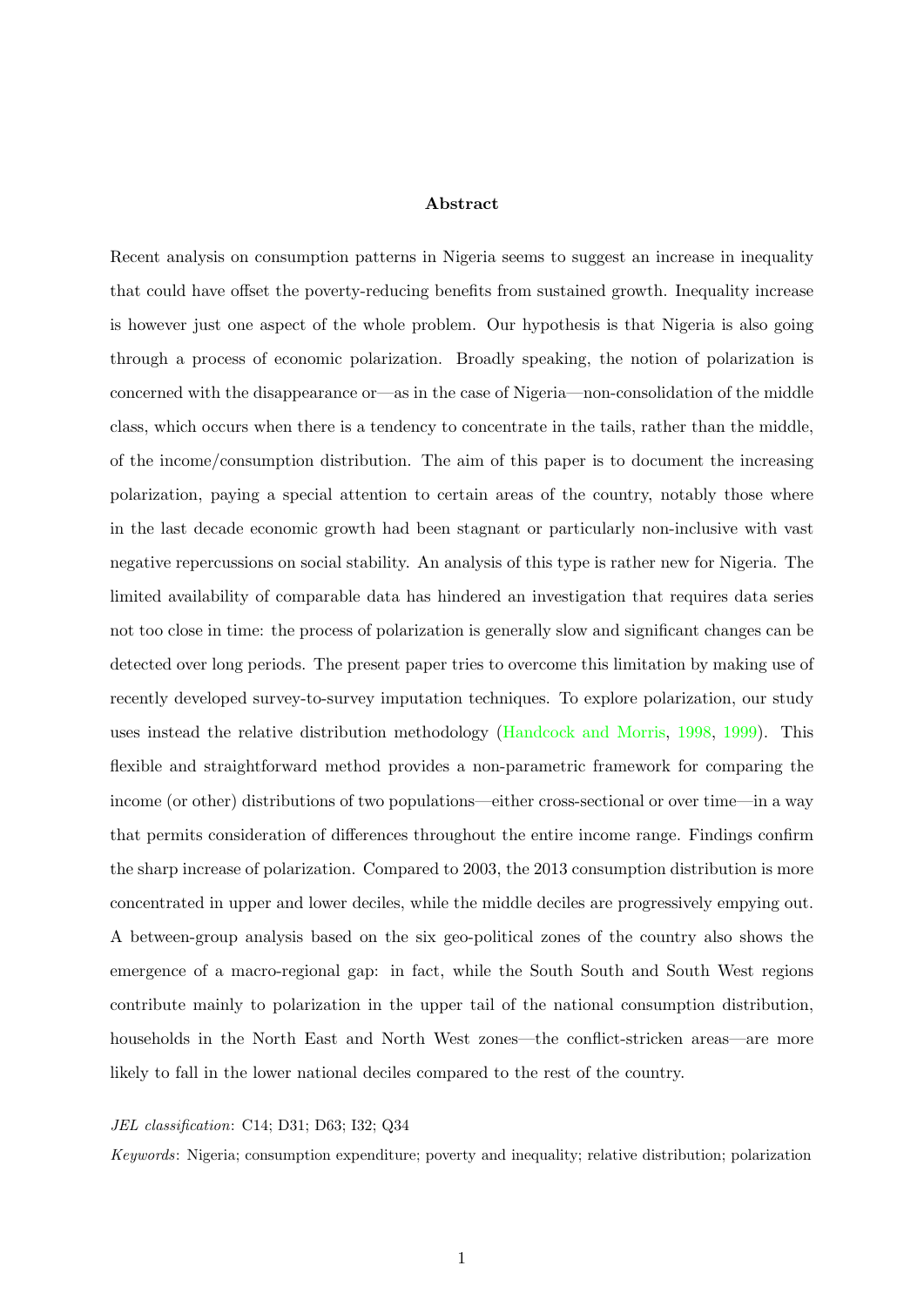## Abstract

Recent analysis on consumption patterns in Nigeria seems to suggest an increase in inequality that could have offset the poverty-reducing benefits from sustained growth. Inequality increase is however just one aspect of the whole problem. Our hypothesis is that Nigeria is also going through a process of economic polarization. Broadly speaking, the notion of polarization is concerned with the disappearance or—as in the case of Nigeria—non-consolidation of the middle class, which occurs when there is a tendency to concentrate in the tails, rather than the middle, of the income/consumption distribution. The aim of this paper is to document the increasing polarization, paying a special attention to certain areas of the country, notably those where in the last decade economic growth had been stagnant or particularly non-inclusive with vast negative repercussions on social stability. An analysis of this type is rather new for Nigeria. The limited availability of comparable data has hindered an investigation that requires data series not too close in time: the process of polarization is generally slow and significant changes can be detected over long periods. The present paper tries to overcome this limitation by making use of recently developed survey-to-survey imputation techniques. To explore polarization, our study uses instead the relative distribution methodology (Handcock and Morris, 1998, 1999). This flexible and straightforward method provides a non-parametric framework for comparing the income (or other) distributions of two populations—either cross-sectional or over time—in a way that permits consideration of differences throughout the entire income range. Findings confirm the sharp increase of polarization. Compared to 2003, the 2013 consumption distribution is more concentrated in upper and lower deciles, while the middle deciles are progressively empying out. A between-group analysis based on the six geo-political zones of the country also shows the emergence of a macro-regional gap: in fact, while the South South and South West regions contribute mainly to polarization in the upper tail of the national consumption distribution, households in the North East and North West zones—the conflict-stricken areas—are more likely to fall in the lower national deciles compared to the rest of the country.

*JEL classification*: C14; D31; D63; I32; Q34

*Keywords*: Nigeria; consumption expenditure; poverty and inequality; relative distribution; polarization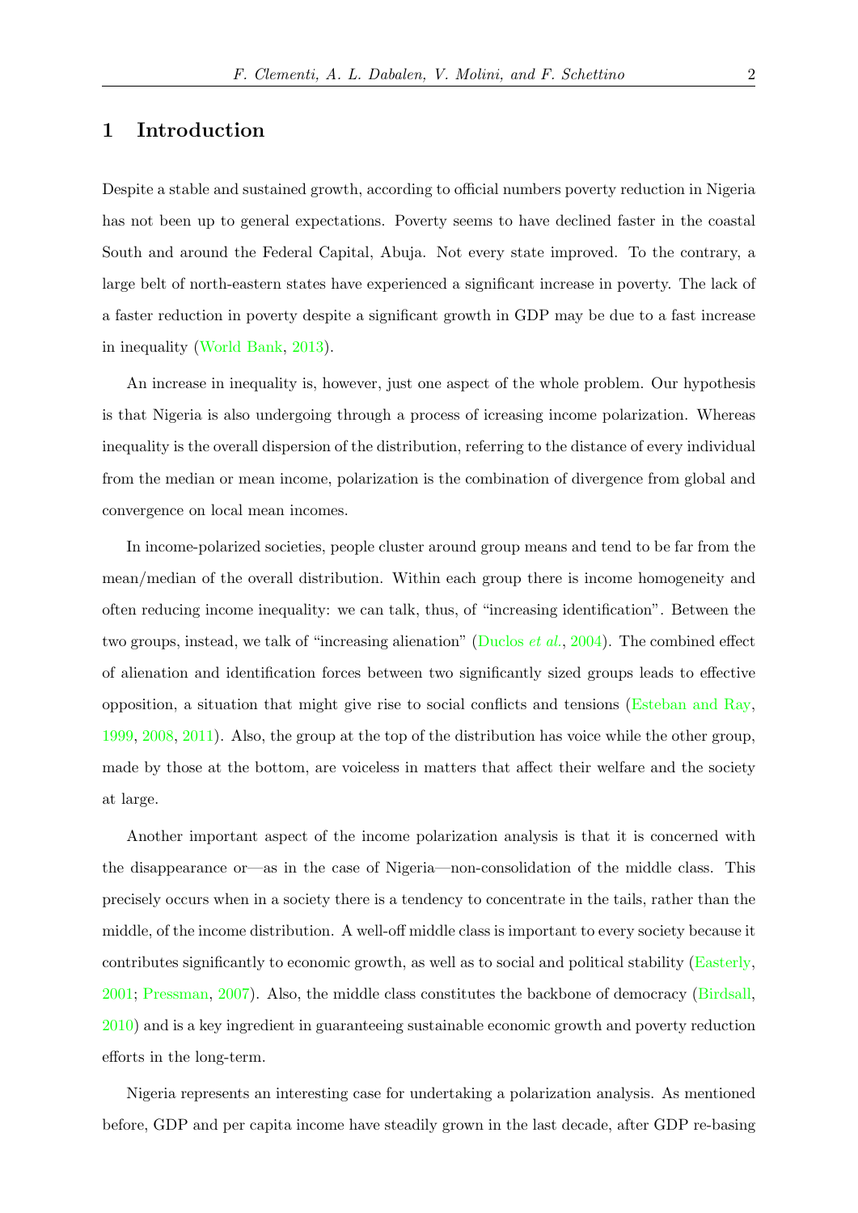## 1 Introduction

Despite a stable and sustained growth, according to official numbers poverty reduction in Nigeria has not been up to general expectations. Poverty seems to have declined faster in the coastal South and around the Federal Capital, Abuja. Not every state improved. To the contrary, a large belt of north-eastern states have experienced a significant increase in poverty. The lack of a faster reduction in poverty despite a significant growth in GDP may be due to a fast increase in inequality (World Bank, 2013).

An increase in inequality is, however, just one aspect of the whole problem. Our hypothesis is that Nigeria is also undergoing through a process of icreasing income polarization. Whereas inequality is the overall dispersion of the distribution, referring to the distance of every individual from the median or mean income, polarization is the combination of divergence from global and convergence on local mean incomes.

In income-polarized societies, people cluster around group means and tend to be far from the mean/median of the overall distribution. Within each group there is income homogeneity and often reducing income inequality: we can talk, thus, of "increasing identification". Between the two groups, instead, we talk of "increasing alienation" (Duclos *et al.*, 2004). The combined effect of alienation and identification forces between two significantly sized groups leads to effective opposition, a situation that might give rise to social conflicts and tensions (Esteban and Ray, 1999, 2008, 2011). Also, the group at the top of the distribution has voice while the other group, made by those at the bottom, are voiceless in matters that affect their welfare and the society at large.

Another important aspect of the income polarization analysis is that it is concerned with the disappearance or—as in the case of Nigeria—non-consolidation of the middle class. This precisely occurs when in a society there is a tendency to concentrate in the tails, rather than the middle, of the income distribution. A well-off middle class is important to every society because it contributes significantly to economic growth, as well as to social and political stability (Easterly, 2001; Pressman, 2007). Also, the middle class constitutes the backbone of democracy (Birdsall, 2010) and is a key ingredient in guaranteeing sustainable economic growth and poverty reduction efforts in the long-term.

Nigeria represents an interesting case for undertaking a polarization analysis. As mentioned before, GDP and per capita income have steadily grown in the last decade, after GDP re-basing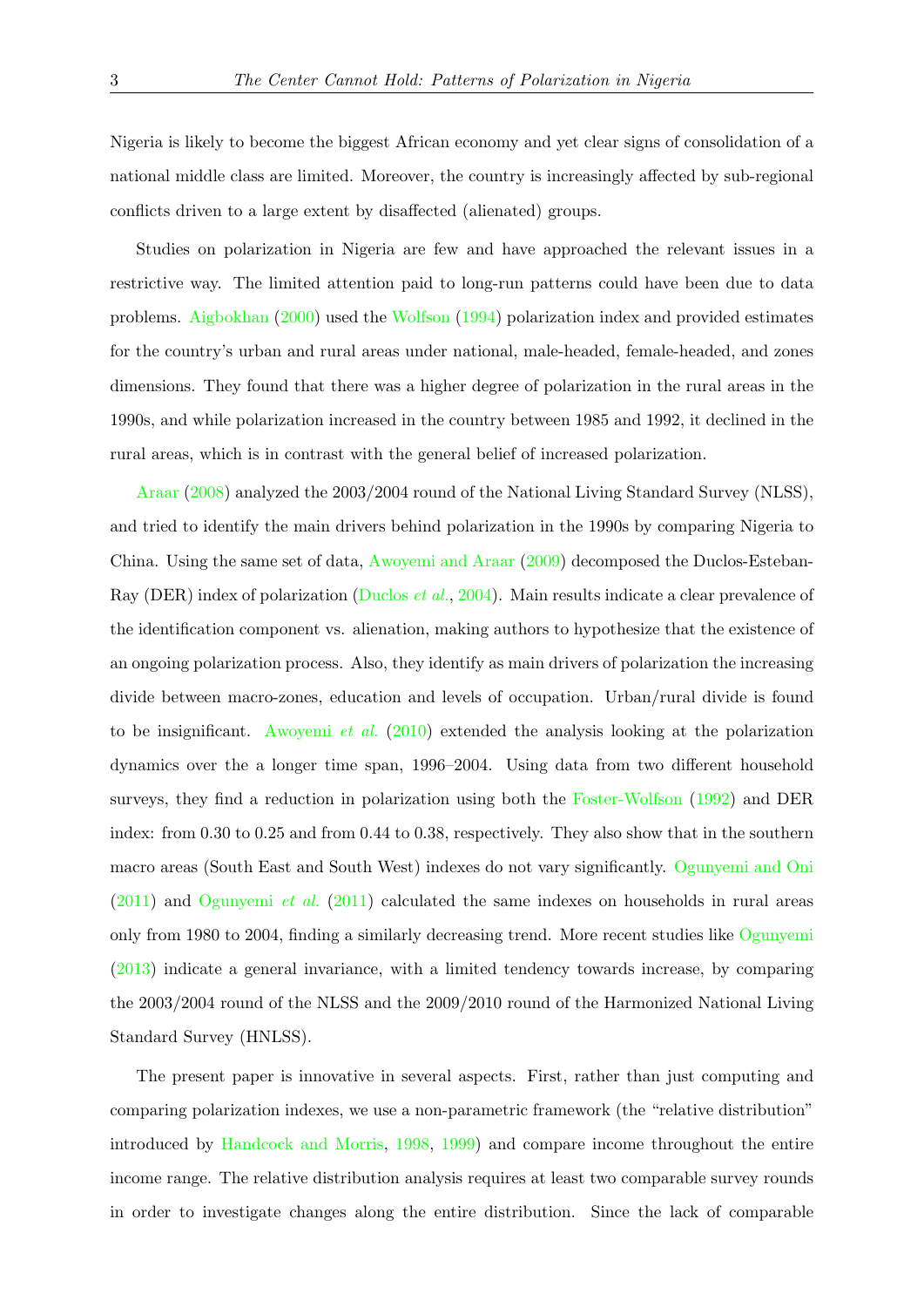Nigeria is likely to become the biggest African economy and yet clear signs of consolidation of a national middle class are limited. Moreover, the country is increasingly affected by sub-regional conflicts driven to a large extent by disaffected (alienated) groups.

Studies on polarization in Nigeria are few and have approached the relevant issues in a restrictive way. The limited attention paid to long-run patterns could have been due to data problems. Aigbokhan (2000) used the Wolfson (1994) polarization index and provided estimates for the country's urban and rural areas under national, male-headed, female-headed, and zones dimensions. They found that there was a higher degree of polarization in the rural areas in the 1990s, and while polarization increased in the country between 1985 and 1992, it declined in the rural areas, which is in contrast with the general belief of increased polarization.

Araar (2008) analyzed the 2003/2004 round of the National Living Standard Survey (NLSS), and tried to identify the main drivers behind polarization in the 1990s by comparing Nigeria to China. Using the same set of data, Awoyemi and Araar (2009) decomposed the Duclos-Esteban-Ray (DER) index of polarization (Duclos *et al.*, 2004). Main results indicate a clear prevalence of the identification component vs. alienation, making authors to hypothesize that the existence of an ongoing polarization process. Also, they identify as main drivers of polarization the increasing divide between macro-zones, education and levels of occupation. Urban/rural divide is found to be insignificant. Awoyemi *et al.* (2010) extended the analysis looking at the polarization dynamics over the a longer time span, 1996–2004. Using data from two different household surveys, they find a reduction in polarization using both the Foster-Wolfson (1992) and DER index: from 0.30 to 0.25 and from 0.44 to 0.38, respectively. They also show that in the southern macro areas (South East and South West) indexes do not vary significantly. Ogunyemi and Oni (2011) and Ogunyemi *et al.* (2011) calculated the same indexes on households in rural areas only from 1980 to 2004, finding a similarly decreasing trend. More recent studies like Ogunyemi (2013) indicate a general invariance, with a limited tendency towards increase, by comparing the 2003/2004 round of the NLSS and the 2009/2010 round of the Harmonized National Living Standard Survey (HNLSS).

The present paper is innovative in several aspects. First, rather than just computing and comparing polarization indexes, we use a non-parametric framework (the "relative distribution" introduced by Handcock and Morris, 1998, 1999) and compare income throughout the entire income range. The relative distribution analysis requires at least two comparable survey rounds in order to investigate changes along the entire distribution. Since the lack of comparable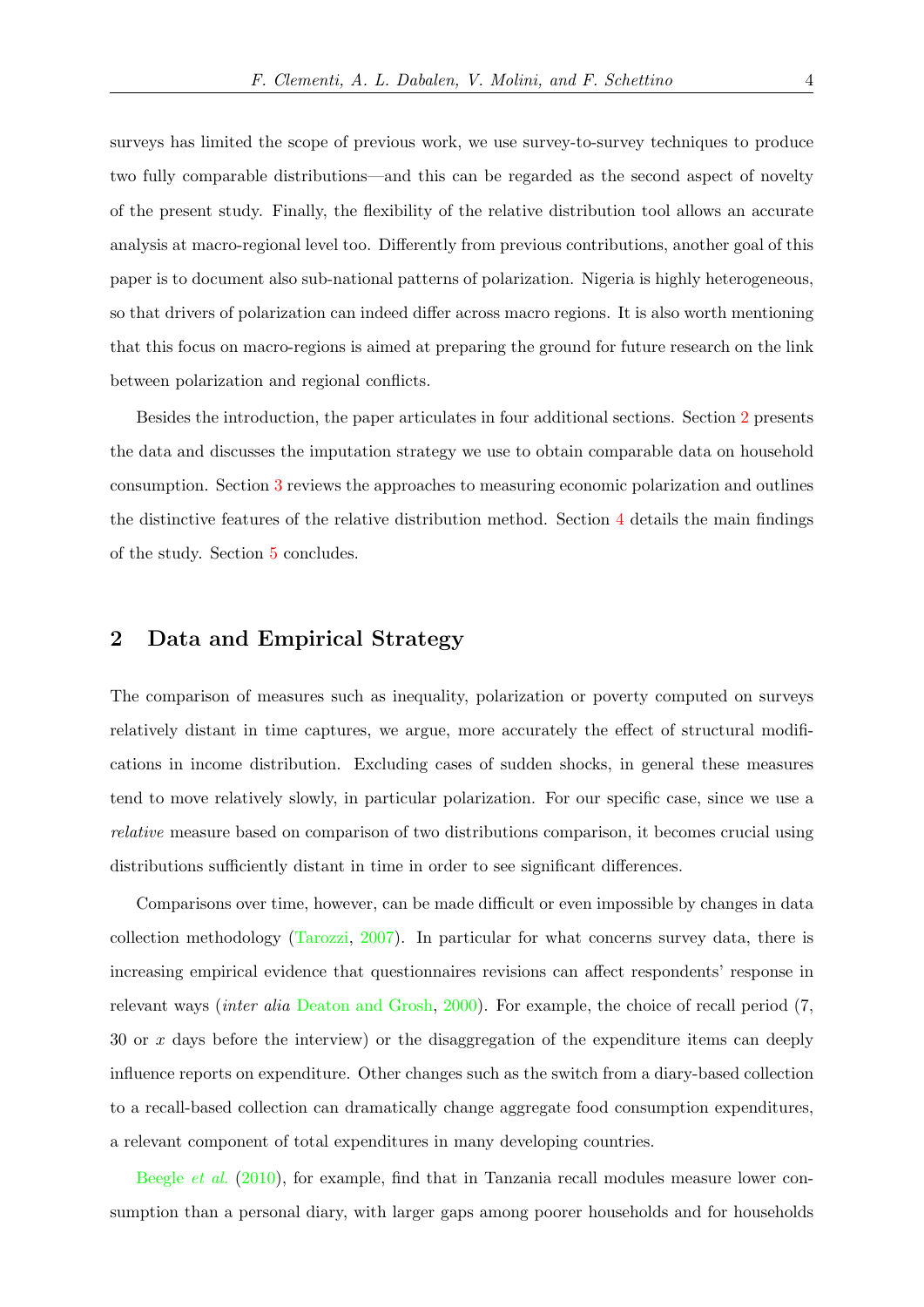surveys has limited the scope of previous work, we use survey-to-survey techniques to produce two fully comparable distributions—and this can be regarded as the second aspect of novelty of the present study. Finally, the flexibility of the relative distribution tool allows an accurate analysis at macro-regional level too. Differently from previous contributions, another goal of this paper is to document also sub-national patterns of polarization. Nigeria is highly heterogeneous, so that drivers of polarization can indeed differ across macro regions. It is also worth mentioning that this focus on macro-regions is aimed at preparing the ground for future research on the link between polarization and regional conflicts.

Besides the introduction, the paper articulates in four additional sections. Section 2 presents the data and discusses the imputation strategy we use to obtain comparable data on household consumption. Section 3 reviews the approaches to measuring economic polarization and outlines the distinctive features of the relative distribution method. Section 4 details the main findings of the study. Section 5 concludes.

## 2 Data and Empirical Strategy

The comparison of measures such as inequality, polarization or poverty computed on surveys relatively distant in time captures, we argue, more accurately the effect of structural modifications in income distribution. Excluding cases of sudden shocks, in general these measures tend to move relatively slowly, in particular polarization. For our specific case, since we use a *relative* measure based on comparison of two distributions comparison, it becomes crucial using distributions sufficiently distant in time in order to see significant differences.

Comparisons over time, however, can be made difficult or even impossible by changes in data collection methodology (Tarozzi, 2007). In particular for what concerns survey data, there is increasing empirical evidence that questionnaires revisions can affect respondents' response in relevant ways (*inter alia* Deaton and Grosh, 2000). For example, the choice of recall period (7, 30 or $x$ days before the interview) or the disaggregation of the expenditure items can deeply influence reports on expenditure. Other changes such as the switch from a diary-based collection to a recall-based collection can dramatically change aggregate food consumption expenditures, a relevant component of total expenditures in many developing countries.

Beegle *et al.* (2010), for example, find that in Tanzania recall modules measure lower consumption than a personal diary, with larger gaps among poorer households and for households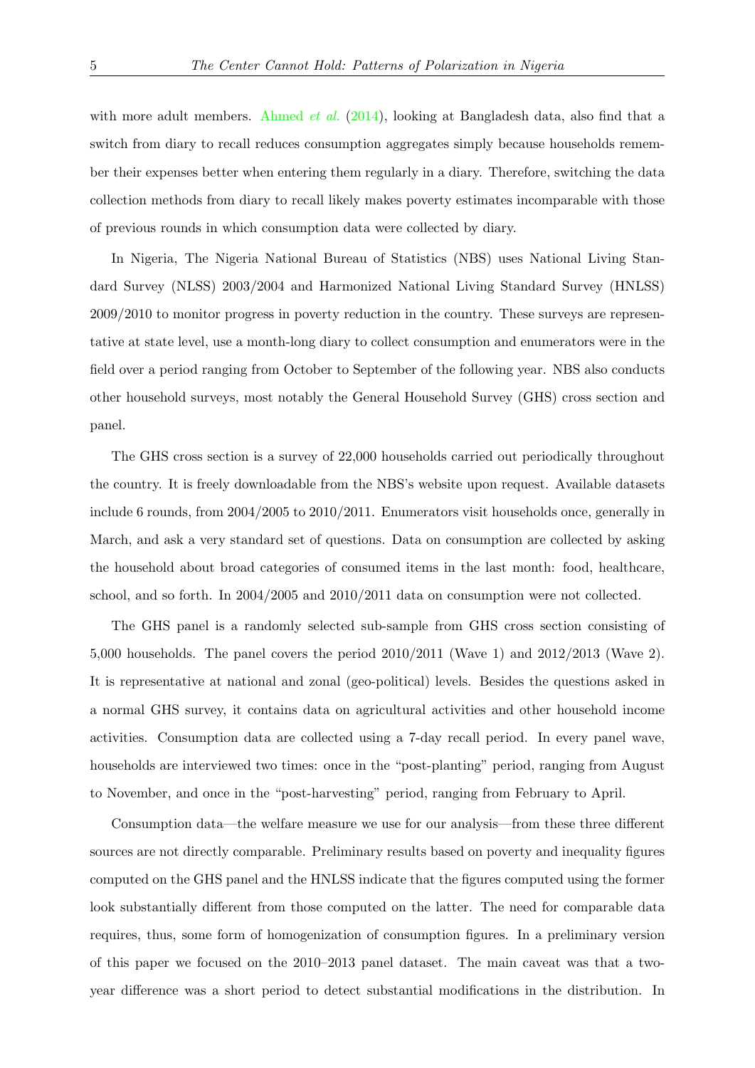with more adult members. Ahmed *et al.* (2014), looking at Bangladesh data, also find that a switch from diary to recall reduces consumption aggregates simply because households remember their expenses better when entering them regularly in a diary. Therefore, switching the data collection methods from diary to recall likely makes poverty estimates incomparable with those of previous rounds in which consumption data were collected by diary.

In Nigeria, The Nigeria National Bureau of Statistics (NBS) uses National Living Standard Survey (NLSS) 2003/2004 and Harmonized National Living Standard Survey (HNLSS) 2009/2010 to monitor progress in poverty reduction in the country. These surveys are representative at state level, use a month-long diary to collect consumption and enumerators were in the field over a period ranging from October to September of the following year. NBS also conducts other household surveys, most notably the General Household Survey (GHS) cross section and panel.

The GHS cross section is a survey of 22,000 households carried out periodically throughout the country. It is freely downloadable from the NBS's website upon request. Available datasets include 6 rounds, from 2004/2005 to 2010/2011. Enumerators visit households once, generally in March, and ask a very standard set of questions. Data on consumption are collected by asking the household about broad categories of consumed items in the last month: food, healthcare, school, and so forth. In 2004/2005 and 2010/2011 data on consumption were not collected.

The GHS panel is a randomly selected sub-sample from GHS cross section consisting of 5,000 households. The panel covers the period 2010/2011 (Wave 1) and 2012/2013 (Wave 2). It is representative at national and zonal (geo-political) levels. Besides the questions asked in a normal GHS survey, it contains data on agricultural activities and other household income activities. Consumption data are collected using a 7-day recall period. In every panel wave, households are interviewed two times: once in the "post-planting" period, ranging from August to November, and once in the "post-harvesting" period, ranging from February to April.

Consumption data—the welfare measure we use for our analysis—from these three different sources are not directly comparable. Preliminary results based on poverty and inequality figures computed on the GHS panel and the HNLSS indicate that the figures computed using the former look substantially different from those computed on the latter. The need for comparable data requires, thus, some form of homogenization of consumption figures. In a preliminary version of this paper we focused on the 2010–2013 panel dataset. The main caveat was that a two-year difference was a short period to detect substantial modifications in the distribution. In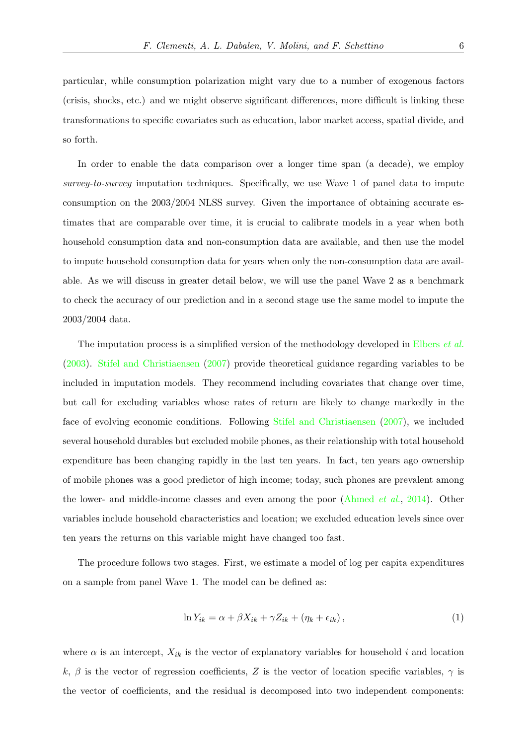particular, while consumption polarization might vary due to a number of exogenous factors (crisis, shocks, etc.) and we might observe significant differences, more difficult is linking these transformations to specific covariates such as education, labor market access, spatial divide, and so forth.

In order to enable the data comparison over a longer time span (a decade), we employ *survey-to-survey* imputation techniques. Specifically, we use Wave 1 of panel data to impute consumption on the 2003/2004 NLSS survey. Given the importance of obtaining accurate estimates that are comparable over time, it is crucial to calibrate models in a year when both household consumption data and non-consumption data are available, and then use the model to impute household consumption data for years when only the non-consumption data are available. As we will discuss in greater detail below, we will use the panel Wave 2 as a benchmark to check the accuracy of our prediction and in a second stage use the same model to impute the 2003/2004 data.

The imputation process is a simplified version of the methodology developed in Elbers *et al.* (2003). Stifel and Christiaensen (2007) provide theoretical guidance regarding variables to be included in imputation models. They recommend including covariates that change over time, but call for excluding variables whose rates of return are likely to change markedly in the face of evolving economic conditions. Following Stifel and Christiaensen (2007), we included several household durables but excluded mobile phones, as their relationship with total household expenditure has been changing rapidly in the last ten years. In fact, ten years ago ownership of mobile phones was a good predictor of high income; today, such phones are prevalent among the lower- and middle-income classes and even among the poor (Ahmed *et al.*, 2014). Other variables include household characteristics and location; we excluded education levels since over ten years the returns on this variable might have changed too fast.

The procedure follows two stages. First, we estimate a model of log per capita expenditures on a sample from panel Wave 1. The model can be defined as:

$$\ln Y_{ik} = \alpha + \beta X_{ik} + \gamma Z_{ik} + (\eta_k + \epsilon_{ik}), \tag{1}$$

where $\alpha$ is an intercept, $X_{ik}$ is the vector of explanatory variables for household $i$ and location $k$, $\beta$ is the vector of regression coefficients, $Z$ is the vector of location specific variables, $\gamma$ is the vector of coefficients, and the residual is decomposed into two independent components: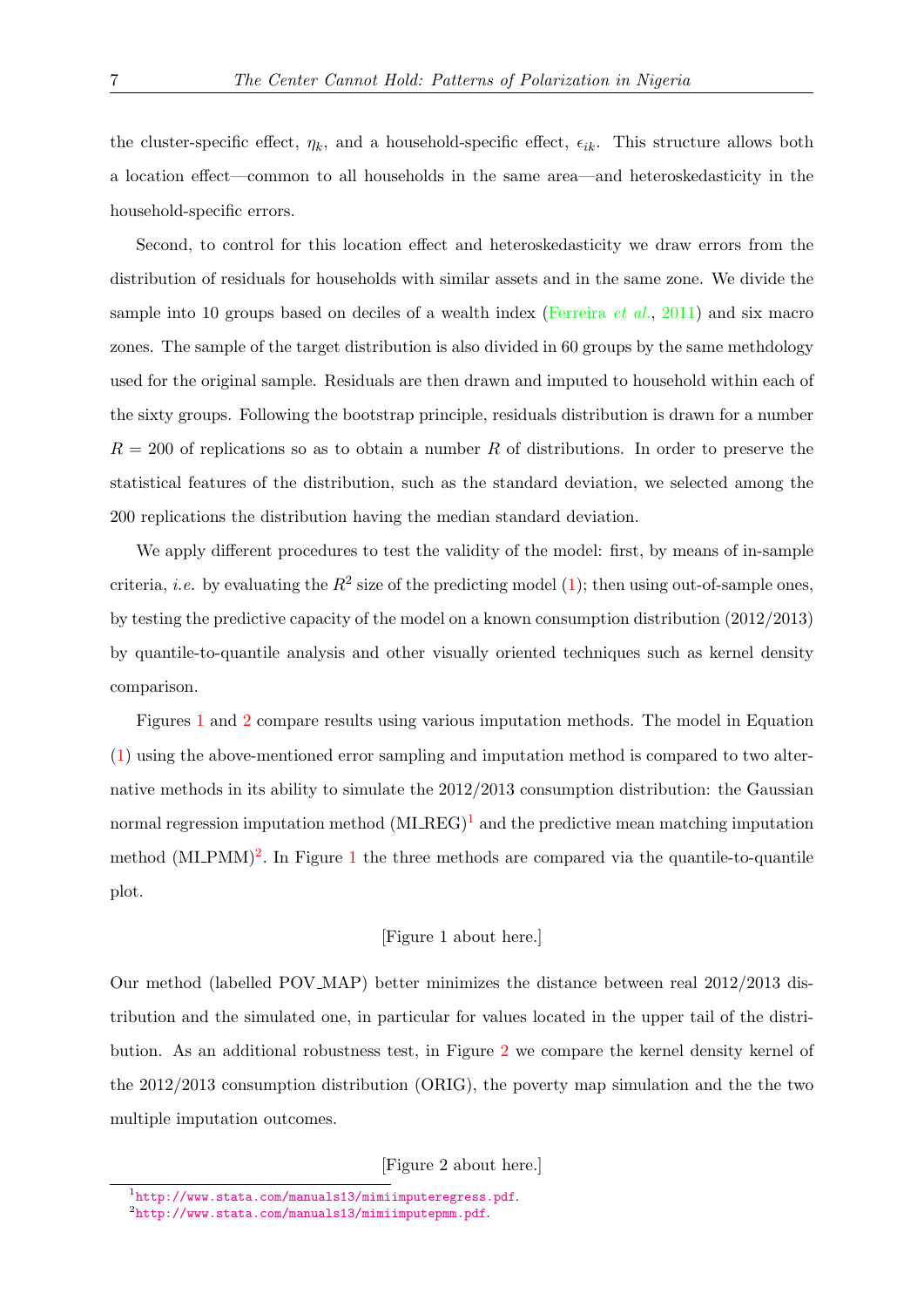the cluster-specific effect, $\eta_k$, and a household-specific effect, $\epsilon_{ik}$. This structure allows both a location effect—common to all households in the same area—and heteroskedasticity in the household-specific errors.

Second, to control for this location effect and heteroskedasticity we draw errors from the distribution of residuals for households with similar assets and in the same zone. We divide the sample into 10 groups based on deciles of a wealth index (Ferreira *et al.*, 2011) and six macro zones. The sample of the target distribution is also divided in 60 groups by the same methdology used for the original sample. Residuals are then drawn and imputed to household within each of the sixty groups. Following the bootstrap principle, residuals distribution is drawn for a number $R = 200$ of replications so as to obtain a number $R$ of distributions. In order to preserve the statistical features of the distribution, such as the standard deviation, we selected among the 200 replications the distribution having the median standard deviation.

We apply different procedures to test the validity of the model: first, by means of in-sample criteria, *i.e.* by evaluating the $R^2$ size of the predicting model (1); then using out-of-sample ones, by testing the predictive capacity of the model on a known consumption distribution (2012/2013) by quantile-to-quantile analysis and other visually oriented techniques such as kernel density comparison.

Figures 1 and 2 compare results using various imputation methods. The model in Equation (1) using the above-mentioned error sampling and imputation method is compared to two alternative methods in its ability to simulate the 2012/2013 consumption distribution: the Gaussian normal regression imputation method (MI_REG)[1] and the predictive mean matching imputation method (MI_PMM)[2]. In Figure 1 the three methods are compared via the quantile-to-quantile plot.

[Figure 1 about here.]

Our method (labelled POV_MAP) better minimizes the distance between real 2012/2013 distribution and the simulated one, in particular for values located in the upper tail of the distribution. As an additional robustness test, in Figure 2 we compare the kernel density kernel of the 2012/2013 consumption distribution (ORIG), the poverty map simulation and the the two multiple imputation outcomes.

[Figure 2 about here.]

[1] http://www.stata.com/manuals13/mimiimputeregress.pdf.

[2] http://www.stata.com/manuals13/mimiimputepmm.pdf.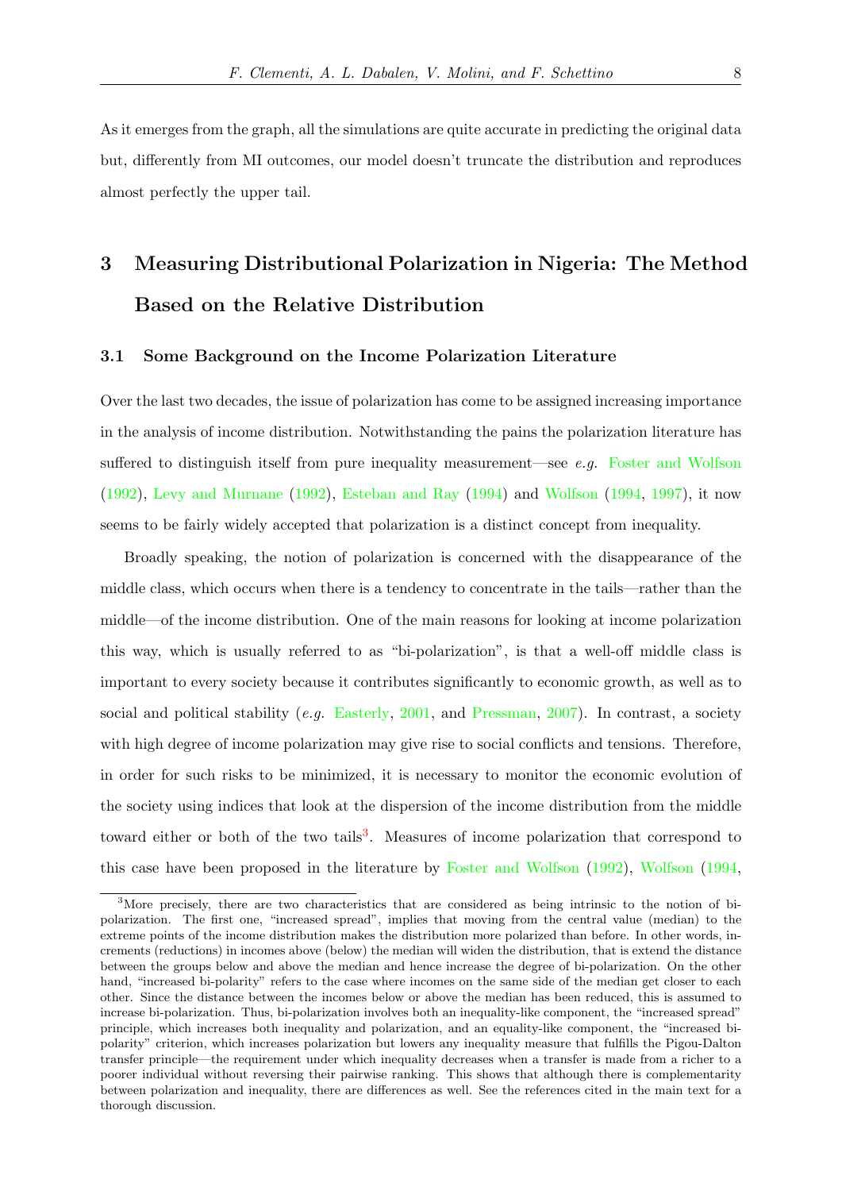As it emerges from the graph, all the simulations are quite accurate in predicting the original data but, differently from MI outcomes, our model doesn't truncate the distribution and reproduces almost perfectly the upper tail.

# 3 Measuring Distributional Polarization in Nigeria: The Method Based on the Relative Distribution

## 3.1 Some Background on the Income Polarization Literature

Over the last two decades, the issue of polarization has come to be assigned increasing importance in the analysis of income distribution. Notwithstanding the pains the polarization literature has suffered to distinguish itself from pure inequality measurement—see *e.g.* Foster and Wolfson (1992), Levy and Murnane (1992), Esteban and Ray (1994) and Wolfson (1994, 1997), it now seems to be fairly widely accepted that polarization is a distinct concept from inequality.

Broadly speaking, the notion of polarization is concerned with the disappearance of the middle class, which occurs when there is a tendency to concentrate in the tails—rather than the middle—of the income distribution. One of the main reasons for looking at income polarization this way, which is usually referred to as "bi-polarization", is that a well-off middle class is important to every society because it contributes significantly to economic growth, as well as to social and political stability (*e.g.* Easterly, 2001, and Pressman, 2007). In contrast, a society with high degree of income polarization may give rise to social conflicts and tensions. Therefore, in order for such risks to be minimized, it is necessary to monitor the economic evolution of the society using indices that look at the dispersion of the income distribution from the middle toward either or both of the two tails[3]. Measures of income polarization that correspond to this case have been proposed in the literature by Foster and Wolfson (1992), Wolfson (1994,

[3]More precisely, there are two characteristics that are considered as being intrinsic to the notion of bi-polarization. The first one, "increased spread", implies that moving from the central value (median) to the extreme points of the income distribution makes the distribution more polarized than before. In other words, increments (reductions) in incomes above (below) the median will widen the distribution, that is extend the distance between the groups below and above the median and hence increase the degree of bi-polarization. On the other hand, "increased bi-polarity" refers to the case where incomes on the same side of the median get closer to each other. Since the distance between the incomes below or above the median has been reduced, this is assumed to increase bi-polarization. Thus, bi-polarization involves both an inequality-like component, the "increased spread" principle, which increases both inequality and polarization, and an equality-like component, the "increased bi-polarity" criterion, which increases polarization but lowers any inequality measure that fulfills the Pigou-Dalton transfer principle—the requirement under which inequality decreases when a transfer is made from a richer to a poorer individual without reversing their pairwise ranking. This shows that although there is complementarity between polarization and inequality, there are differences as well. See the references cited in the main text for a thorough discussion.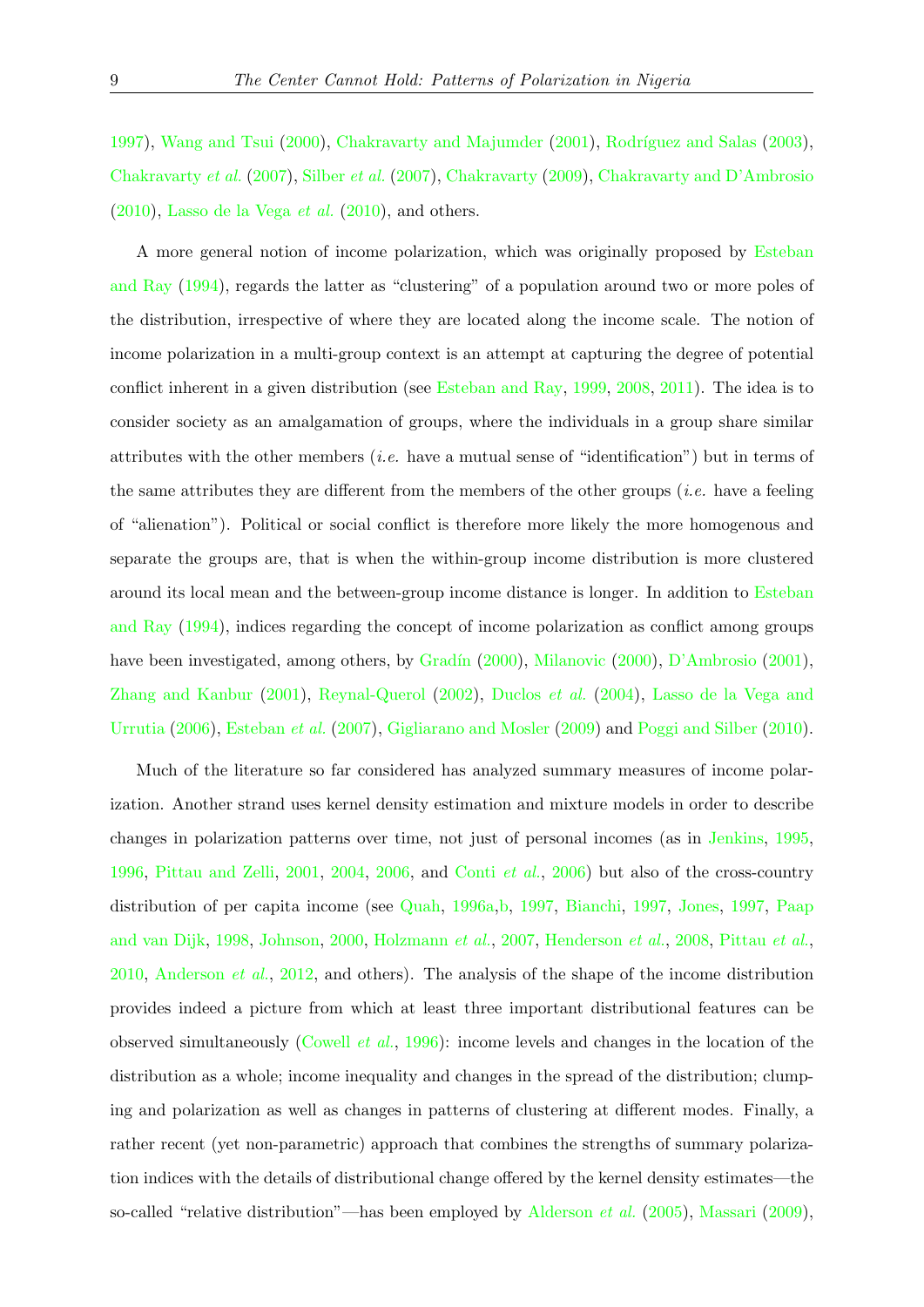1997), Wang and Tsui (2000), Chakravarty and Majumder (2001), Rodríguez and Salas (2003), Chakravarty *et al.* (2007), Silber *et al.* (2007), Chakravarty (2009), Chakravarty and D'Ambrosio (2010), Lasso de la Vega *et al.* (2010), and others.

A more general notion of income polarization, which was originally proposed by Esteban and Ray (1994), regards the latter as "clustering" of a population around two or more poles of the distribution, irrespective of where they are located along the income scale. The notion of income polarization in a multi-group context is an attempt at capturing the degree of potential conflict inherent in a given distribution (see Esteban and Ray, 1999, 2008, 2011). The idea is to consider society as an amalgamation of groups, where the individuals in a group share similar attributes with the other members (*i.e.* have a mutual sense of "identification") but in terms of the same attributes they are different from the members of the other groups (*i.e.* have a feeling of "alienation"). Political or social conflict is therefore more likely the more homogenous and separate the groups are, that is when the within-group income distribution is more clustered around its local mean and the between-group income distance is longer. In addition to Esteban and Ray (1994), indices regarding the concept of income polarization as conflict among groups have been investigated, among others, by Gradín (2000), Milanovic (2000), D'Ambrosio (2001), Zhang and Kanbur (2001), Reynal-Querol (2002), Duclos *et al.* (2004), Lasso de la Vega and Urrutia (2006), Esteban *et al.* (2007), Gigliarano and Mosler (2009) and Poggi and Silber (2010).

Much of the literature so far considered has analyzed summary measures of income polarization. Another strand uses kernel density estimation and mixture models in order to describe changes in polarization patterns over time, not just of personal incomes (as in Jenkins, 1995, 1996, Pittau and Zelli, 2001, 2004, 2006, and Conti *et al.*, 2006) but also of the cross-country distribution of per capita income (see Quah, 1996a,b, 1997, Bianchi, 1997, Jones, 1997, Paap and van Dijk, 1998, Johnson, 2000, Holzmann *et al.*, 2007, Henderson *et al.*, 2008, Pittau *et al.*, 2010, Anderson *et al.*, 2012, and others). The analysis of the shape of the income distribution provides indeed a picture from which at least three important distributional features can be observed simultaneously (Cowell *et al.*, 1996): income levels and changes in the location of the distribution as a whole; income inequality and changes in the spread of the distribution; clumping and polarization as well as changes in patterns of clustering at different modes. Finally, a rather recent (yet non-parametric) approach that combines the strengths of summary polarization indices with the details of distributional change offered by the kernel density estimates—the so-called "relative distribution"—has been employed by Alderson *et al.* (2005), Massari (2009),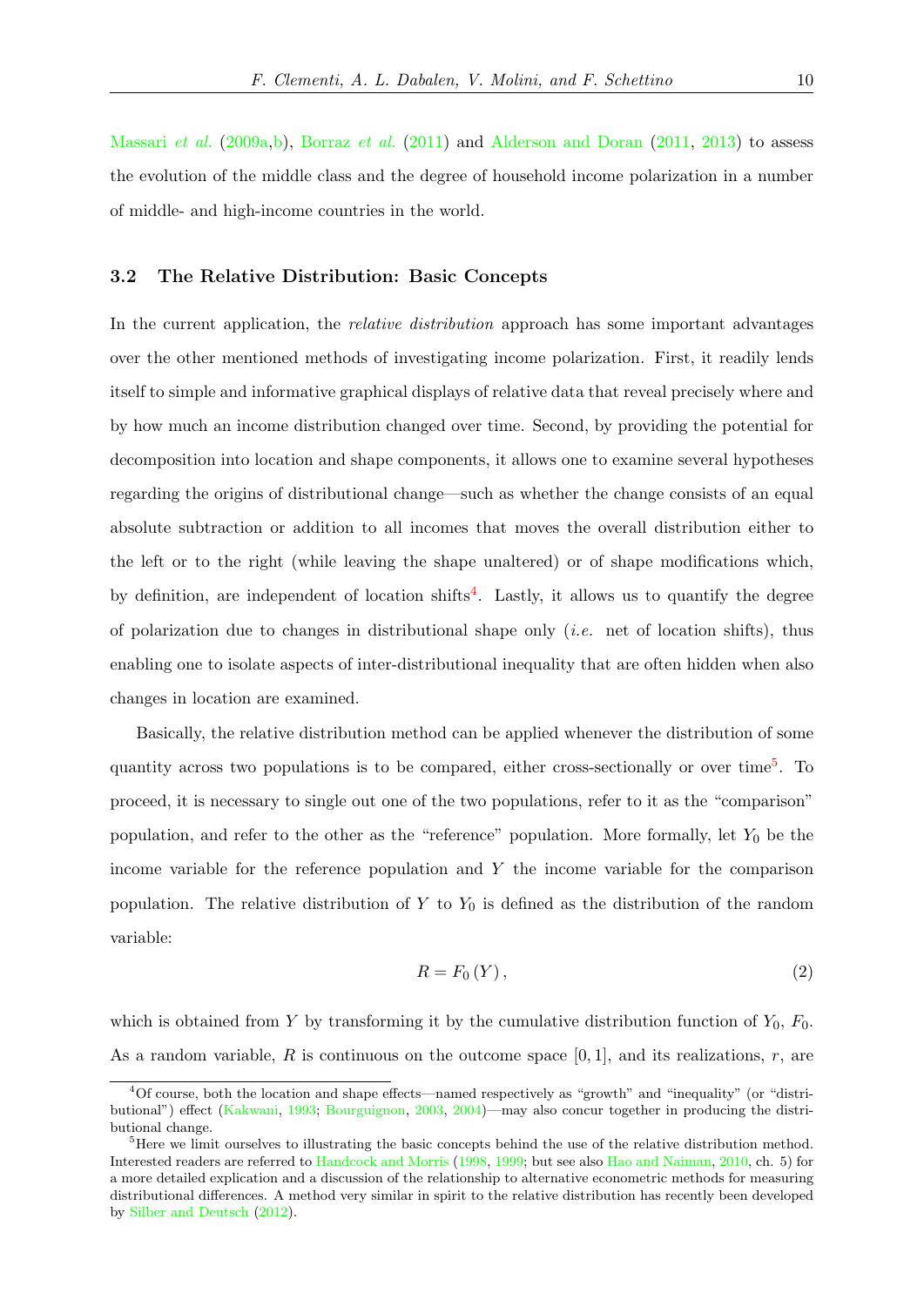Massari *et al.* (2009a,b), Borraz *et al.* (2011) and Alderson and Doran (2011, 2013) to assess the evolution of the middle class and the degree of household income polarization in a number of middle- and high-income countries in the world.

### 3.2 The Relative Distribution: Basic Concepts

In the current application, the *relative distribution* approach has some important advantages over the other mentioned methods of investigating income polarization. First, it readily lends itself to simple and informative graphical displays of relative data that reveal precisely where and by how much an income distribution changed over time. Second, by providing the potential for decomposition into location and shape components, it allows one to examine several hypotheses regarding the origins of distributional change—such as whether the change consists of an equal absolute subtraction or addition to all incomes that moves the overall distribution either to the left or to the right (while leaving the shape unaltered) or of shape modifications which, by definition, are independent of location shifts[4]. Lastly, it allows us to quantify the degree of polarization due to changes in distributional shape only (*i.e.* net of location shifts), thus enabling one to isolate aspects of inter-distributional inequality that are often hidden when also changes in location are examined.

Basically, the relative distribution method can be applied whenever the distribution of some quantity across two populations is to be compared, either cross-sectionally or over time[5]. To proceed, it is necessary to single out one of the two populations, refer to it as the "comparison" population, and refer to the other as the "reference" population. More formally, let $Y_0$ be the income variable for the reference population and $Y$ the income variable for the comparison population. The relative distribution of $Y$ to $Y_0$ is defined as the distribution of the random variable:

$$R = F_0(Y), \tag{2}$$

which is obtained from $Y$ by transforming it by the cumulative distribution function of $Y_0$, $F_0$. As a random variable, $R$ is continuous on the outcome space $[0, 1]$, and its realizations, $r$, are

---

[4] Of course, both the location and shape effects—named respectively as "growth" and "inequality" (or "distributional") effect (Kakwani, 1993; Bourguignon, 2003, 2004)—may also concur together in producing the distributional change.

[5] Here we limit ourselves to illustrating the basic concepts behind the use of the relative distribution method. Interested readers are referred to Handcock and Morris (1998, 1999; but see also Hao and Naiman, 2010, ch. 5) for a more detailed explication and a discussion of the relationship to alternative econometric methods for measuring distributional differences. A method very similar in spirit to the relative distribution has recently been developed by Silber and Deutsch (2012).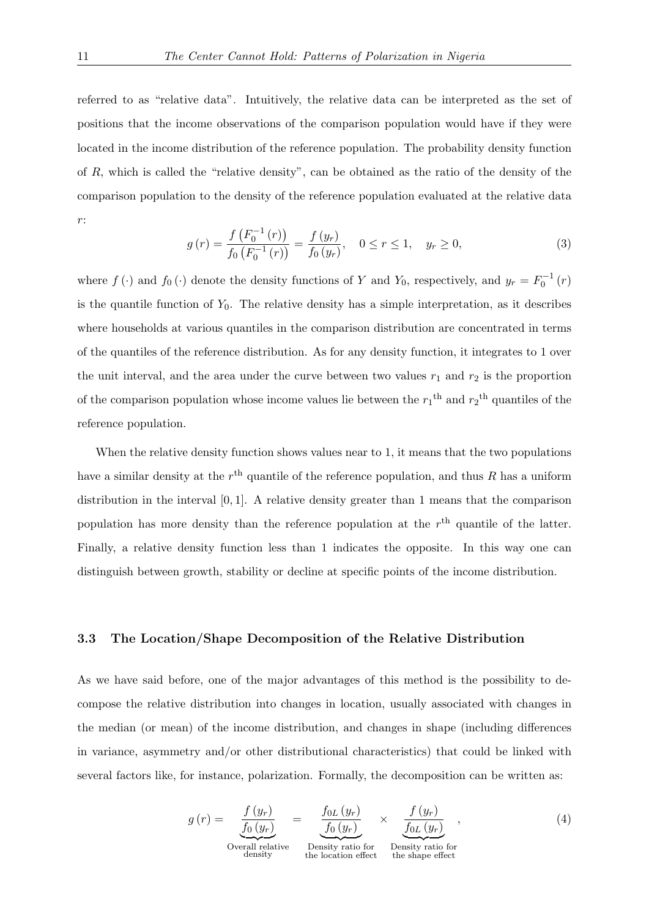referred to as "relative data". Intuitively, the relative data can be interpreted as the set of positions that the income observations of the comparison population would have if they were located in the income distribution of the reference population. The probability density function of $R$, which is called the "relative density", can be obtained as the ratio of the density of the comparison population to the density of the reference population evaluated at the relative data $r$:

$$g(r) = \frac{f\left(F_0^{-1}(r)\right)}{f_0\left(F_0^{-1}(r)\right)} = \frac{f(y_r)}{f_0(y_r)}, \quad 0 \leq r \leq 1, \quad y_r \geq 0, \tag{3}$$

where $f(\cdot)$ and $f_0(\cdot)$ denote the density functions of $Y$ and $Y_0$, respectively, and $y_r = F_0^{-1}(r)$ is the quantile function of $Y_0$. The relative density has a simple interpretation, as it describes where households at various quantiles in the comparison distribution are concentrated in terms of the quantiles of the reference distribution. As for any density function, it integrates to 1 over the unit interval, and the area under the curve between two values $r_1$ and $r_2$ is the proportion of the comparison population whose income values lie between the ${r_1}^{\text{th}}$ and ${r_2}^{\text{th}}$ quantiles of the reference population.

When the relative density function shows values near to 1, it means that the two populations have a similar density at the $r^{\text{th}}$ quantile of the reference population, and thus $R$ has a uniform distribution in the interval $[0, 1]$. A relative density greater than 1 means that the comparison population has more density than the reference population at the $r^{\text{th}}$ quantile of the latter. Finally, a relative density function less than 1 indicates the opposite. In this way one can distinguish between growth, stability or decline at specific points of the income distribution.

### 3.3 The Location/Shape Decomposition of the Relative Distribution

As we have said before, one of the major advantages of this method is the possibility to decompose the relative distribution into changes in location, usually associated with changes in the median (or mean) of the income distribution, and changes in shape (including differences in variance, asymmetry and/or other distributional characteristics) that could be linked with several factors like, for instance, polarization. Formally, the decomposition can be written as:

$$g(r) = \underbrace{\frac{f(y_r)}{f_0(y_r)}}_{\substack{\text{Overall relative} \\ \text{density}}} = \underbrace{\frac{f_{0L}(y_r)}{f_0(y_r)}}_{\substack{\text{Density ratio for} \\ \text{the location effect}}} \times \underbrace{\frac{f(y_r)}{f_{0L}(y_r)}}_{\substack{\text{Density ratio for} \\ \text{the shape effect}}}, \tag{4}$$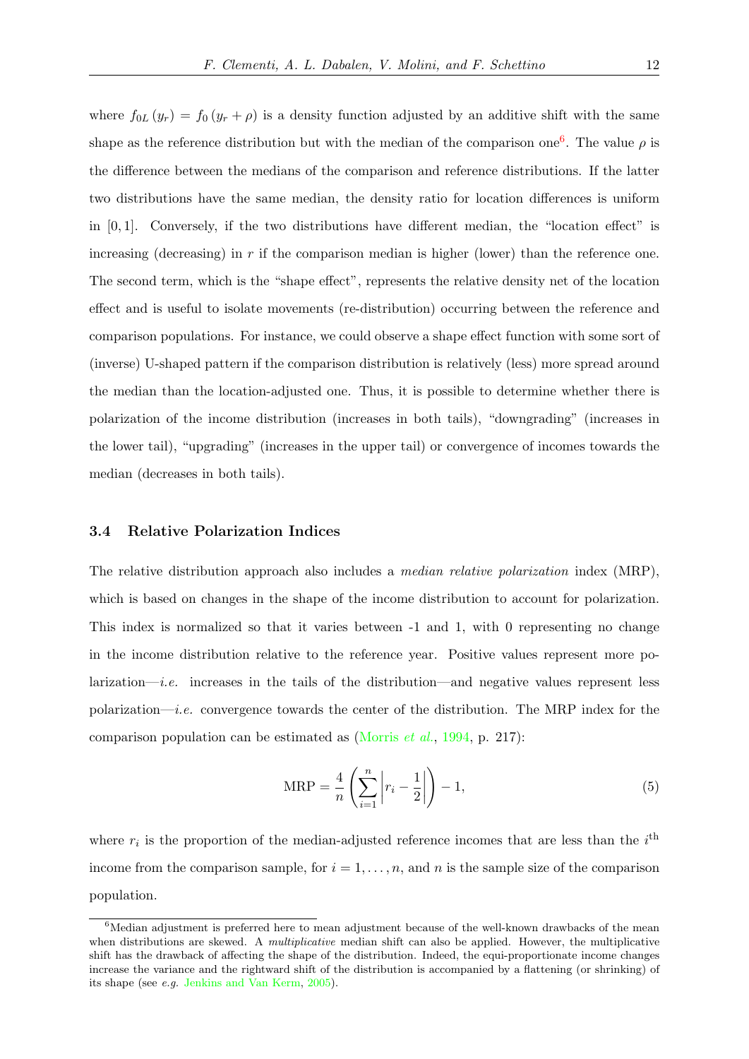where $f_{0L}(y_r) = f_0(y_r + \rho)$ is a density function adjusted by an additive shift with the same shape as the reference distribution but with the median of the comparison one[6]. The value $\rho$ is the difference between the medians of the comparison and reference distributions. If the latter two distributions have the same median, the density ratio for location differences is uniform in $[0, 1]$. Conversely, if the two distributions have different median, the "location effect" is increasing (decreasing) in $r$ if the comparison median is higher (lower) than the reference one. The second term, which is the "shape effect", represents the relative density net of the location effect and is useful to isolate movements (re-distribution) occurring between the reference and comparison populations. For instance, we could observe a shape effect function with some sort of (inverse) U-shaped pattern if the comparison distribution is relatively (less) more spread around the median than the location-adjusted one. Thus, it is possible to determine whether there is polarization of the income distribution (increases in both tails), "downgrading" (increases in the lower tail), "upgrading" (increases in the upper tail) or convergence of incomes towards the median (decreases in both tails).

### 3.4 Relative Polarization Indices

The relative distribution approach also includes a *median relative polarization* index (MRP), which is based on changes in the shape of the income distribution to account for polarization. This index is normalized so that it varies between -1 and 1, with 0 representing no change in the income distribution relative to the reference year. Positive values represent more polarization—*i.e.* increases in the tails of the distribution—and negative values represent less polarization—*i.e.* convergence towards the center of the distribution. The MRP index for the comparison population can be estimated as (Morris *et al.*, 1994, p. 217):

$$\mathrm{MRP} = \frac{4}{n}\left(\sum_{i=1}^{n}\left|r_i - \frac{1}{2}\right|\right) - 1, \tag{5}$$

where $r_i$ is the proportion of the median-adjusted reference incomes that are less than the $i^{\text{th}}$ income from the comparison sample, for $i = 1, \ldots, n$, and $n$ is the sample size of the comparison population.

---

[6] Median adjustment is preferred here to mean adjustment because of the well-known drawbacks of the mean when distributions are skewed. A *multiplicative* median shift can also be applied. However, the multiplicative shift has the drawback of affecting the shape of the distribution. Indeed, the equi-proportionate income changes increase the variance and the rightward shift of the distribution is accompanied by a flattening (or shrinking) of its shape (see *e.g.* Jenkins and Van Kerm, 2005).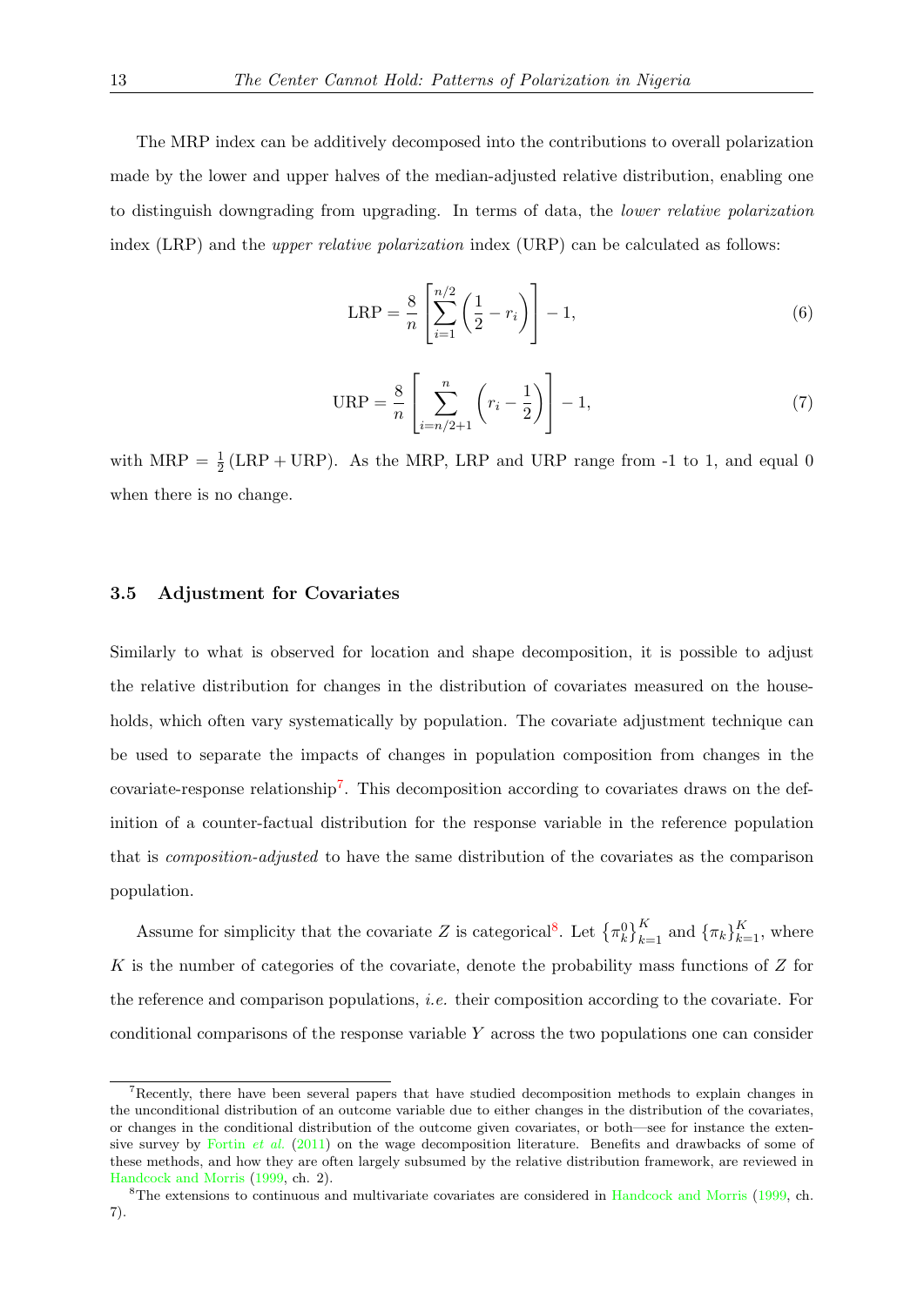The MRP index can be additively decomposed into the contributions to overall polarization made by the lower and upper halves of the median-adjusted relative distribution, enabling one to distinguish downgrading from upgrading. In terms of data, the *lower relative polarization* index (LRP) and the *upper relative polarization* index (URP) can be calculated as follows:

$$\mathrm{LRP} = \frac{8}{n}\left[\sum_{i=1}^{n/2}\left(\frac{1}{2} - r_i\right)\right] - 1, \tag{6}$$

$$\mathrm{URP} = \frac{8}{n}\left[\sum_{i=n/2+1}^{n}\left(r_i - \frac{1}{2}\right)\right] - 1, \tag{7}$$

with $\mathrm{MRP} = \frac{1}{2}(\mathrm{LRP} + \mathrm{URP})$. As the MRP, LRP and URP range from -1 to 1, and equal 0 when there is no change.

### 3.5 Adjustment for Covariates

Similarly to what is observed for location and shape decomposition, it is possible to adjust the relative distribution for changes in the distribution of covariates measured on the households, which often vary systematically by population. The covariate adjustment technique can be used to separate the impacts of changes in population composition from changes in the covariate-response relationship[7]. This decomposition according to covariates draws on the definition of a counter-factual distribution for the response variable in the reference population that is *composition-adjusted* to have the same distribution of the covariates as the comparison population.

Assume for simplicity that the covariate $Z$ is categorical[8]. Let $\left\{\pi_k^0\right\}_{k=1}^K$ and $\left\{\pi_k\right\}_{k=1}^K$, where $K$ is the number of categories of the covariate, denote the probability mass functions of $Z$ for the reference and comparison populations, *i.e.* their composition according to the covariate. For conditional comparisons of the response variable $Y$ across the two populations one can consider

[7] Recently, there have been several papers that have studied decomposition methods to explain changes in the unconditional distribution of an outcome variable due to either changes in the distribution of the covariates, or changes in the conditional distribution of the outcome given covariates, or both—see for instance the extensive survey by Fortin *et al.* (2011) on the wage decomposition literature. Benefits and drawbacks of some of these methods, and how they are often largely subsumed by the relative distribution framework, are reviewed in Handcock and Morris (1999, ch. 2).

[8] The extensions to continuous and multivariate covariates are considered in Handcock and Morris (1999, ch. 7).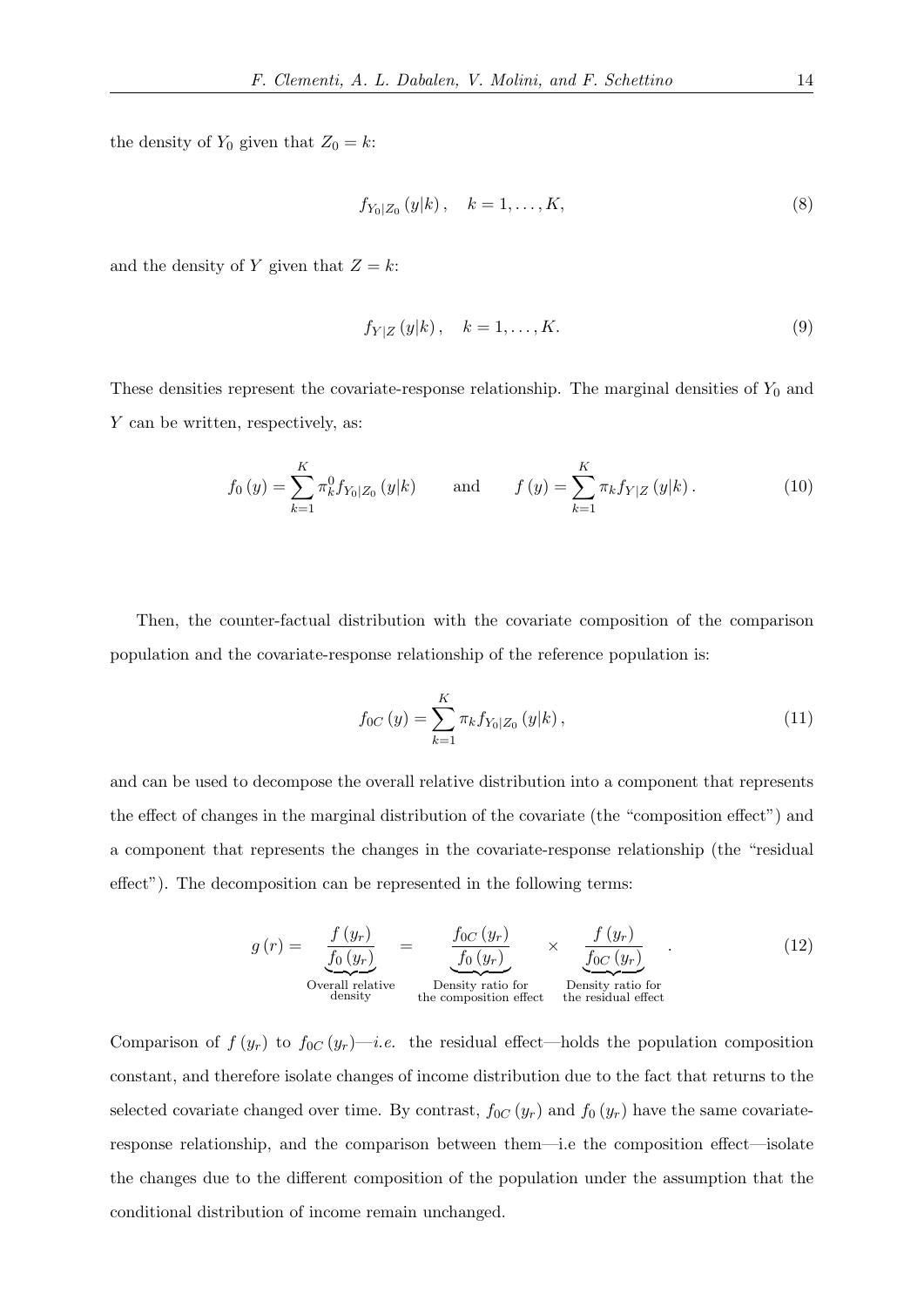the density of $Y_0$ given that $Z_0 = k$:

$$f_{Y_0|Z_0}(y|k), \quad k = 1, \ldots, K, \tag{8}$$

and the density of $Y$ given that $Z = k$:

$$f_{Y|Z}(y|k), \quad k = 1, \ldots, K. \tag{9}$$

These densities represent the covariate-response relationship. The marginal densities of $Y_0$ and $Y$ can be written, respectively, as:

$$f_0(y) = \sum_{k=1}^{K} \pi_k^0 f_{Y_0|Z_0}(y|k) \qquad \text{and} \qquad f(y) = \sum_{k=1}^{K} \pi_k f_{Y|Z}(y|k). \tag{10}$$

Then, the counter-factual distribution with the covariate composition of the comparison population and the covariate-response relationship of the reference population is:

$$f_{0C}(y) = \sum_{k=1}^{K} \pi_k f_{Y_0|Z_0}(y|k), \tag{11}$$

and can be used to decompose the overall relative distribution into a component that represents the effect of changes in the marginal distribution of the covariate (the "composition effect") and a component that represents the changes in the covariate-response relationship (the "residual effect"). The decomposition can be represented in the following terms:

$$g(r) = \underbrace{\frac{f(y_r)}{f_0(y_r)}}_{\substack{\text{Overall relative}\\\text{density}}} = \underbrace{\frac{f_{0C}(y_r)}{f_0(y_r)}}_{\substack{\text{Density ratio for}\\\text{the composition effect}}} \times \underbrace{\frac{f(y_r)}{f_{0C}(y_r)}}_{\substack{\text{Density ratio for}\\\text{the residual effect}}}. \tag{12}$$

Comparison of $f(y_r)$ to $f_{0C}(y_r)$—*i.e.* the residual effect—holds the population composition constant, and therefore isolate changes of income distribution due to the fact that returns to the selected covariate changed over time. By contrast, $f_{0C}(y_r)$ and $f_0(y_r)$ have the same covariate-response relationship, and the comparison between them—i.e the composition effect—isolate the changes due to the different composition of the population under the assumption that the conditional distribution of income remain unchanged.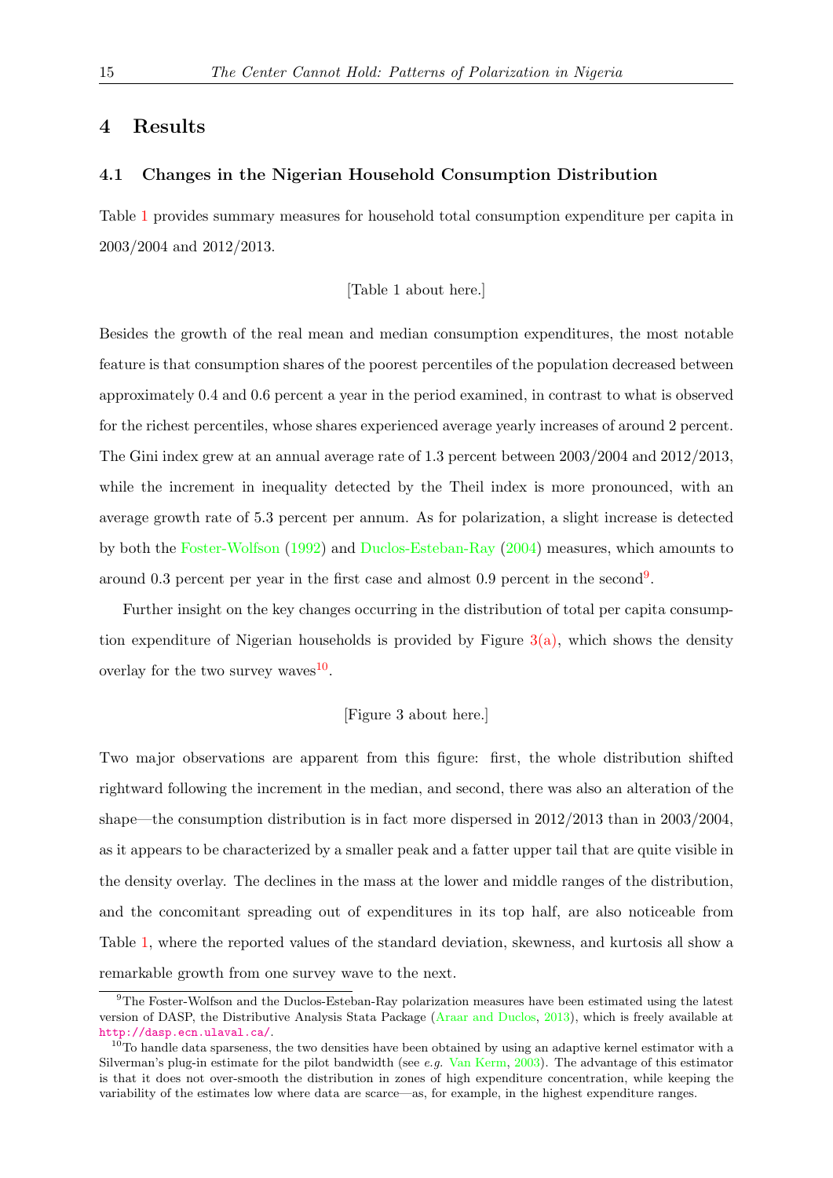## 4 Results

### 4.1 Changes in the Nigerian Household Consumption Distribution

Table 1 provides summary measures for household total consumption expenditure per capita in 2003/2004 and 2012/2013.

[Table 1 about here.]

Besides the growth of the real mean and median consumption expenditures, the most notable feature is that consumption shares of the poorest percentiles of the population decreased between approximately 0.4 and 0.6 percent a year in the period examined, in contrast to what is observed for the richest percentiles, whose shares experienced average yearly increases of around 2 percent. The Gini index grew at an annual average rate of 1.3 percent between 2003/2004 and 2012/2013, while the increment in inequality detected by the Theil index is more pronounced, with an average growth rate of 5.3 percent per annum. As for polarization, a slight increase is detected by both the Foster-Wolfson (1992) and Duclos-Esteban-Ray (2004) measures, which amounts to around 0.3 percent per year in the first case and almost 0.9 percent in the second[9].

Further insight on the key changes occurring in the distribution of total per capita consumption expenditure of Nigerian households is provided by Figure 3(a), which shows the density overlay for the two survey waves[10].

[Figure 3 about here.]

Two major observations are apparent from this figure: first, the whole distribution shifted rightward following the increment in the median, and second, there was also an alteration of the shape—the consumption distribution is in fact more dispersed in 2012/2013 than in 2003/2004, as it appears to be characterized by a smaller peak and a fatter upper tail that are quite visible in the density overlay. The declines in the mass at the lower and middle ranges of the distribution, and the concomitant spreading out of expenditures in its top half, are also noticeable from Table 1, where the reported values of the standard deviation, skewness, and kurtosis all show a remarkable growth from one survey wave to the next.

[9] The Foster-Wolfson and the Duclos-Esteban-Ray polarization measures have been estimated using the latest version of DASP, the Distributive Analysis Stata Package (Araar and Duclos, 2013), which is freely available at http://dasp.ecn.ulaval.ca/.

[10] To handle data sparseness, the two densities have been obtained by using an adaptive kernel estimator with a Silverman's plug-in estimate for the pilot bandwidth (see *e.g.* Van Kerm, 2003). The advantage of this estimator is that it does not over-smooth the distribution in zones of high expenditure concentration, while keeping the variability of the estimates low where data are scarce—as, for example, in the highest expenditure ranges.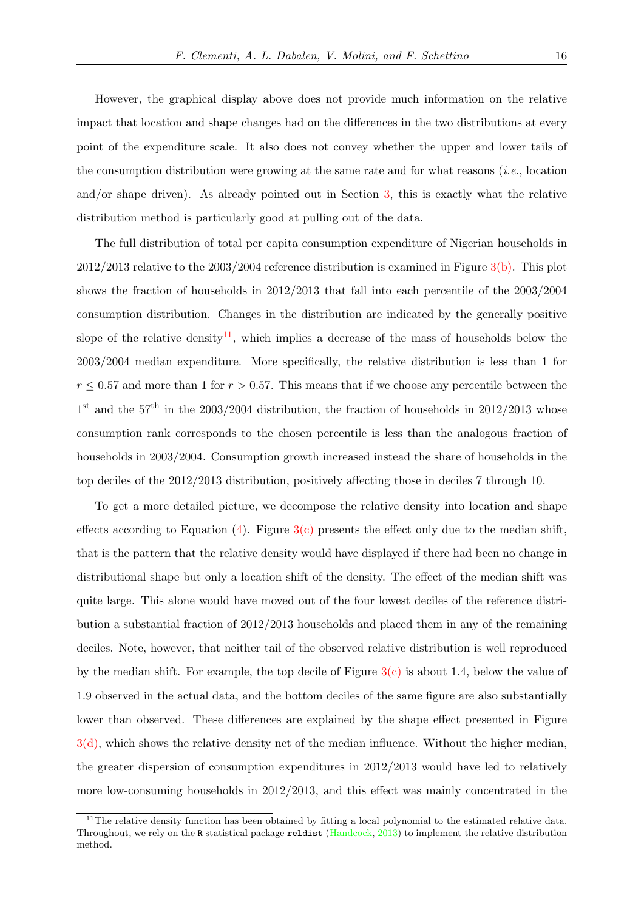However, the graphical display above does not provide much information on the relative impact that location and shape changes had on the differences in the two distributions at every point of the expenditure scale. It also does not convey whether the upper and lower tails of the consumption distribution were growing at the same rate and for what reasons (*i.e.*, location and/or shape driven). As already pointed out in Section 3, this is exactly what the relative distribution method is particularly good at pulling out of the data.

The full distribution of total per capita consumption expenditure of Nigerian households in 2012/2013 relative to the 2003/2004 reference distribution is examined in Figure 3(b). This plot shows the fraction of households in 2012/2013 that fall into each percentile of the 2003/2004 consumption distribution. Changes in the distribution are indicated by the generally positive slope of the relative density[11], which implies a decrease of the mass of households below the 2003/2004 median expenditure. More specifically, the relative distribution is less than 1 for $r \leq 0.57$ and more than 1 for $r > 0.57$. This means that if we choose any percentile between the $1^{\text{st}}$ and the $57^{\text{th}}$ in the 2003/2004 distribution, the fraction of households in 2012/2013 whose consumption rank corresponds to the chosen percentile is less than the analogous fraction of households in 2003/2004. Consumption growth increased instead the share of households in the top deciles of the 2012/2013 distribution, positively affecting those in deciles 7 through 10.

To get a more detailed picture, we decompose the relative density into location and shape effects according to Equation (4). Figure 3(c) presents the effect only due to the median shift, that is the pattern that the relative density would have displayed if there had been no change in distributional shape but only a location shift of the density. The effect of the median shift was quite large. This alone would have moved out of the four lowest deciles of the reference distribution a substantial fraction of 2012/2013 households and placed them in any of the remaining deciles. Note, however, that neither tail of the observed relative distribution is well reproduced by the median shift. For example, the top decile of Figure 3(c) is about 1.4, below the value of 1.9 observed in the actual data, and the bottom deciles of the same figure are also substantially lower than observed. These differences are explained by the shape effect presented in Figure 3(d), which shows the relative density net of the median influence. Without the higher median, the greater dispersion of consumption expenditures in 2012/2013 would have led to relatively more low-consuming households in 2012/2013, and this effect was mainly concentrated in the

[11] The relative density function has been obtained by fitting a local polynomial to the estimated relative data. Throughout, we rely on the R statistical package `reldist` (Handcock, 2013) to implement the relative distribution method.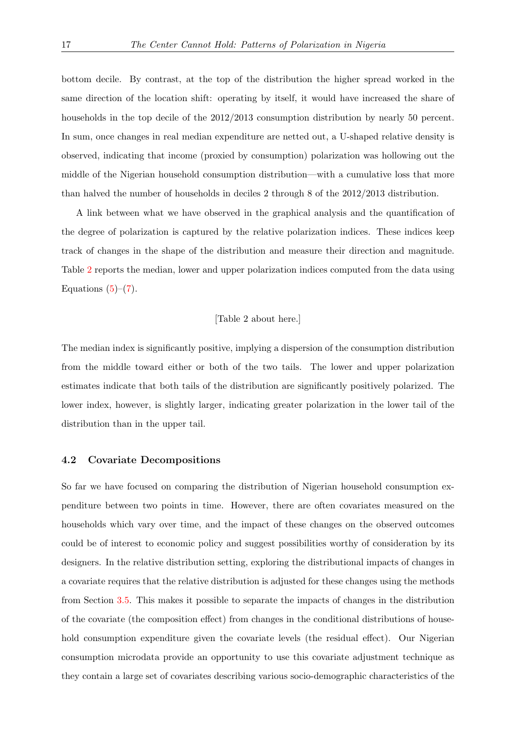bottom decile. By contrast, at the top of the distribution the higher spread worked in the same direction of the location shift: operating by itself, it would have increased the share of households in the top decile of the 2012/2013 consumption distribution by nearly 50 percent. In sum, once changes in real median expenditure are netted out, a U-shaped relative density is observed, indicating that income (proxied by consumption) polarization was hollowing out the middle of the Nigerian household consumption distribution—with a cumulative loss that more than halved the number of households in deciles 2 through 8 of the 2012/2013 distribution.

A link between what we have observed in the graphical analysis and the quantification of the degree of polarization is captured by the relative polarization indices. These indices keep track of changes in the shape of the distribution and measure their direction and magnitude. Table 2 reports the median, lower and upper polarization indices computed from the data using Equations (5)–(7).

[Table 2 about here.]

The median index is significantly positive, implying a dispersion of the consumption distribution from the middle toward either or both of the two tails. The lower and upper polarization estimates indicate that both tails of the distribution are significantly positively polarized. The lower index, however, is slightly larger, indicating greater polarization in the lower tail of the distribution than in the upper tail.

### 4.2 Covariate Decompositions

So far we have focused on comparing the distribution of Nigerian household consumption expenditure between two points in time. However, there are often covariates measured on the households which vary over time, and the impact of these changes on the observed outcomes could be of interest to economic policy and suggest possibilities worthy of consideration by its designers. In the relative distribution setting, exploring the distributional impacts of changes in a covariate requires that the relative distribution is adjusted for these changes using the methods from Section 3.5. This makes it possible to separate the impacts of changes in the distribution of the covariate (the composition effect) from changes in the conditional distributions of household consumption expenditure given the covariate levels (the residual effect). Our Nigerian consumption microdata provide an opportunity to use this covariate adjustment technique as they contain a large set of covariates describing various socio-demographic characteristics of the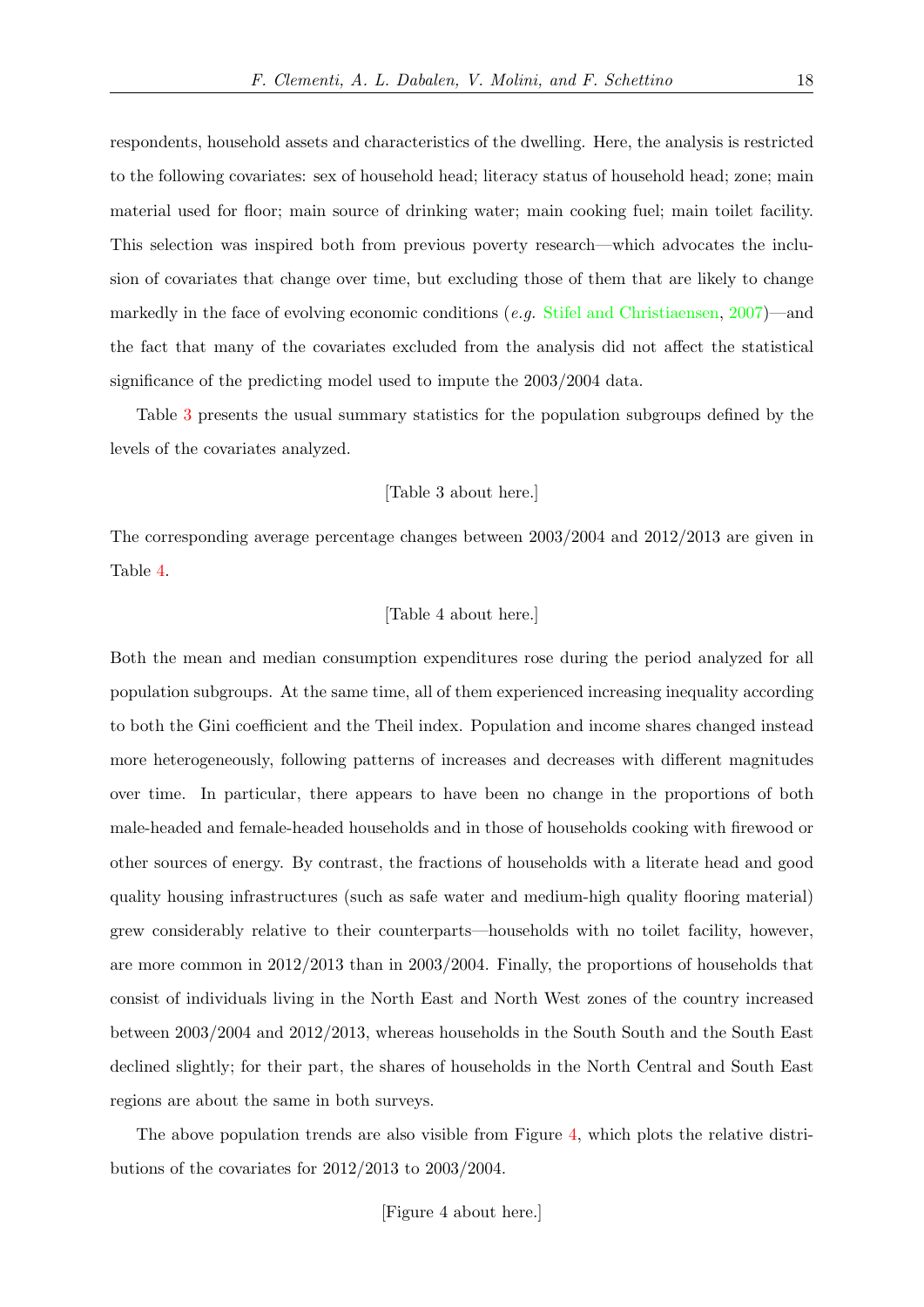respondents, household assets and characteristics of the dwelling. Here, the analysis is restricted to the following covariates: sex of household head; literacy status of household head; zone; main material used for floor; main source of drinking water; main cooking fuel; main toilet facility. This selection was inspired both from previous poverty research—which advocates the inclusion of covariates that change over time, but excluding those of them that are likely to change markedly in the face of evolving economic conditions (*e.g.* Stifel and Christiaensen, 2007)—and the fact that many of the covariates excluded from the analysis did not affect the statistical significance of the predicting model used to impute the 2003/2004 data.

Table 3 presents the usual summary statistics for the population subgroups defined by the levels of the covariates analyzed.

[Table 3 about here.]

The corresponding average percentage changes between 2003/2004 and 2012/2013 are given in Table 4.

[Table 4 about here.]

Both the mean and median consumption expenditures rose during the period analyzed for all population subgroups. At the same time, all of them experienced increasing inequality according to both the Gini coefficient and the Theil index. Population and income shares changed instead more heterogeneously, following patterns of increases and decreases with different magnitudes over time. In particular, there appears to have been no change in the proportions of both male-headed and female-headed households and in those of households cooking with firewood or other sources of energy. By contrast, the fractions of households with a literate head and good quality housing infrastructures (such as safe water and medium-high quality flooring material) grew considerably relative to their counterparts—households with no toilet facility, however, are more common in 2012/2013 than in 2003/2004. Finally, the proportions of households that consist of individuals living in the North East and North West zones of the country increased between 2003/2004 and 2012/2013, whereas households in the South South and the South East declined slightly; for their part, the shares of households in the North Central and South East regions are about the same in both surveys.

The above population trends are also visible from Figure 4, which plots the relative distributions of the covariates for 2012/2013 to 2003/2004.

[Figure 4 about here.]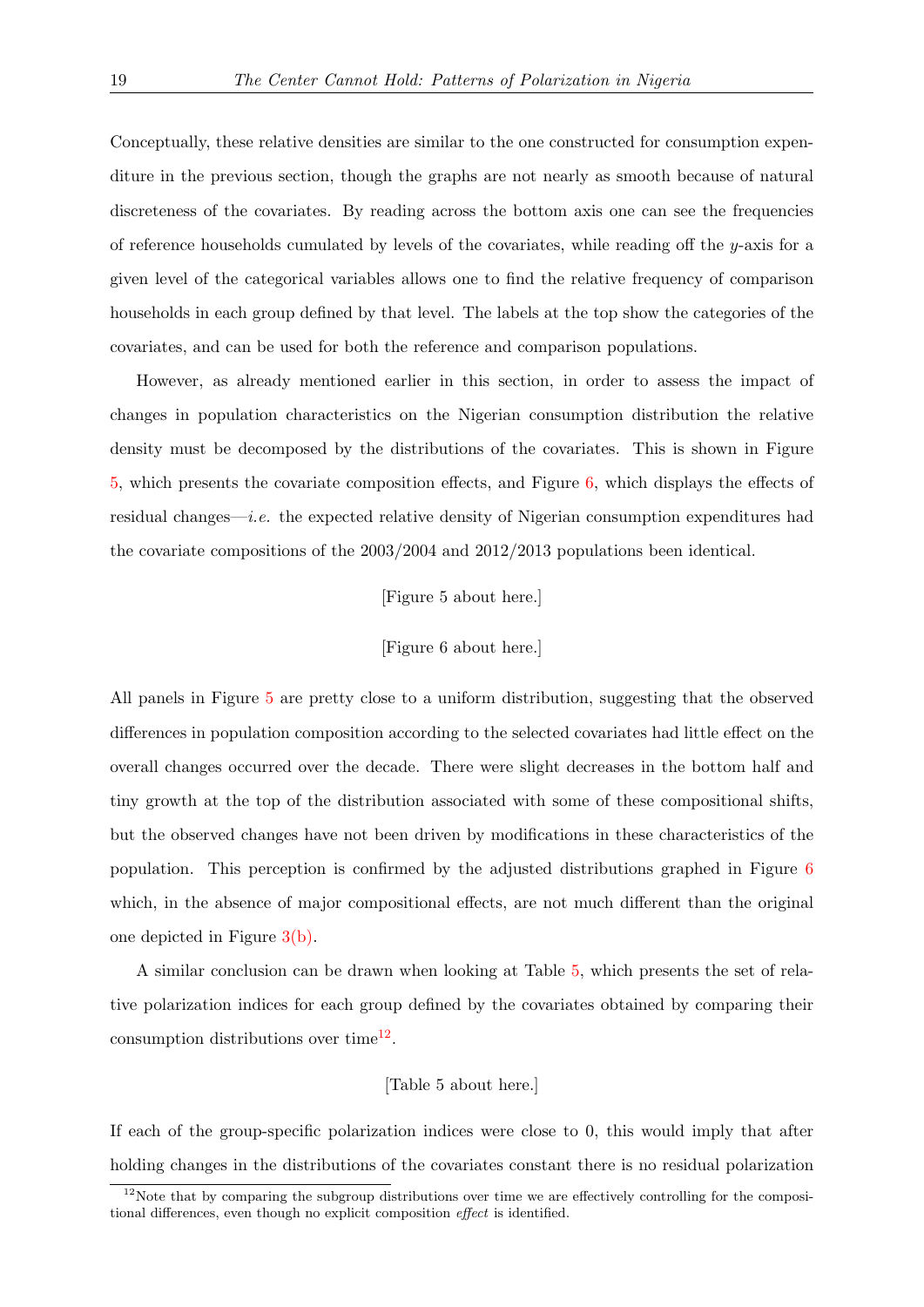Conceptually, these relative densities are similar to the one constructed for consumption expenditure in the previous section, though the graphs are not nearly as smooth because of natural discreteness of the covariates. By reading across the bottom axis one can see the frequencies of reference households cumulated by levels of the covariates, while reading off the $y$-axis for a given level of the categorical variables allows one to find the relative frequency of comparison households in each group defined by that level. The labels at the top show the categories of the covariates, and can be used for both the reference and comparison populations.

However, as already mentioned earlier in this section, in order to assess the impact of changes in population characteristics on the Nigerian consumption distribution the relative density must be decomposed by the distributions of the covariates. This is shown in Figure 5, which presents the covariate composition effects, and Figure 6, which displays the effects of residual changes—*i.e.* the expected relative density of Nigerian consumption expenditures had the covariate compositions of the 2003/2004 and 2012/2013 populations been identical.

[Figure 5 about here.]

[Figure 6 about here.]

All panels in Figure 5 are pretty close to a uniform distribution, suggesting that the observed differences in population composition according to the selected covariates had little effect on the overall changes occurred over the decade. There were slight decreases in the bottom half and tiny growth at the top of the distribution associated with some of these compositional shifts, but the observed changes have not been driven by modifications in these characteristics of the population. This perception is confirmed by the adjusted distributions graphed in Figure 6 which, in the absence of major compositional effects, are not much different than the original one depicted in Figure 3(b).

A similar conclusion can be drawn when looking at Table 5, which presents the set of relative polarization indices for each group defined by the covariates obtained by comparing their consumption distributions over time[12].

[Table 5 about here.]

If each of the group-specific polarization indices were close to 0, this would imply that after holding changes in the distributions of the covariates constant there is no residual polarization

[12] Note that by comparing the subgroup distributions over time we are effectively controlling for the compositional differences, even though no explicit composition *effect* is identified.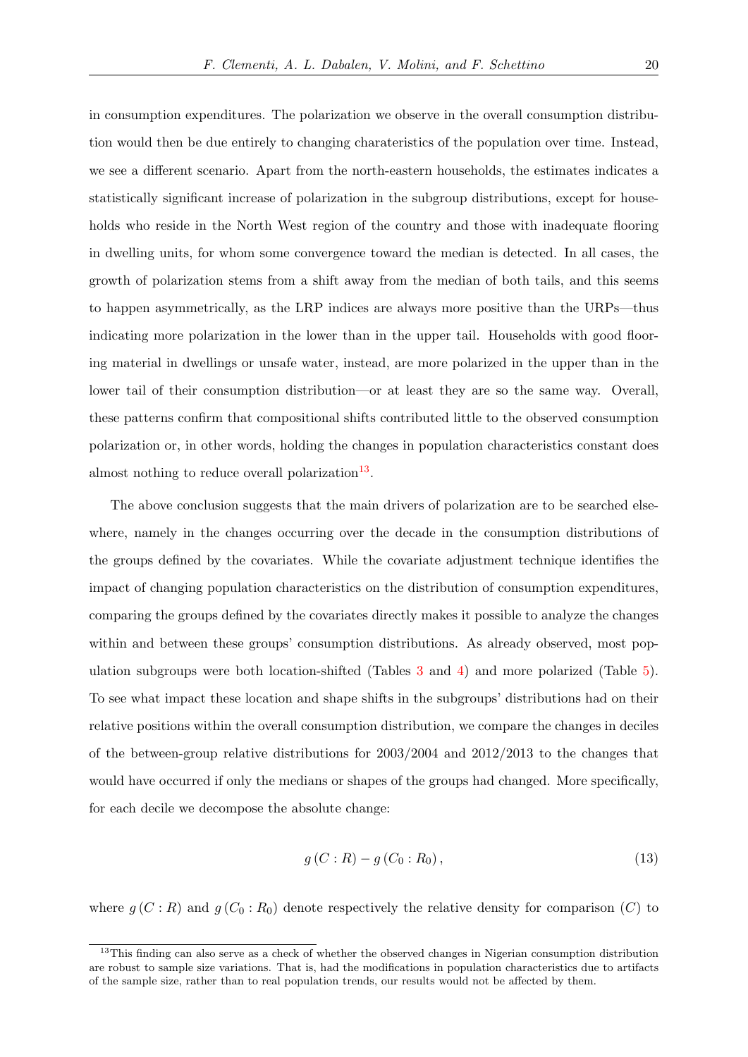in consumption expenditures. The polarization we observe in the overall consumption distribution would then be due entirely to changing charateristics of the population over time. Instead, we see a different scenario. Apart from the north-eastern households, the estimates indicates a statistically significant increase of polarization in the subgroup distributions, except for households who reside in the North West region of the country and those with inadequate flooring in dwelling units, for whom some convergence toward the median is detected. In all cases, the growth of polarization stems from a shift away from the median of both tails, and this seems to happen asymmetrically, as the LRP indices are always more positive than the URPs—thus indicating more polarization in the lower than in the upper tail. Households with good flooring material in dwellings or unsafe water, instead, are more polarized in the upper than in the lower tail of their consumption distribution—or at least they are so the same way. Overall, these patterns confirm that compositional shifts contributed little to the observed consumption polarization or, in other words, holding the changes in population characteristics constant does almost nothing to reduce overall polarization[13].

The above conclusion suggests that the main drivers of polarization are to be searched elsewhere, namely in the changes occurring over the decade in the consumption distributions of the groups defined by the covariates. While the covariate adjustment technique identifies the impact of changing population characteristics on the distribution of consumption expenditures, comparing the groups defined by the covariates directly makes it possible to analyze the changes within and between these groups' consumption distributions. As already observed, most population subgroups were both location-shifted (Tables 3 and 4) and more polarized (Table 5). To see what impact these location and shape shifts in the subgroups' distributions had on their relative positions within the overall consumption distribution, we compare the changes in deciles of the between-group relative distributions for 2003/2004 and 2012/2013 to the changes that would have occurred if only the medians or shapes of the groups had changed. More specifically, for each decile we decompose the absolute change:

$$g\left(C : R\right) - g\left(C_0 : R_0\right), \tag{13}$$

where $g\left(C : R\right)$ and $g\left(C_0 : R_0\right)$ denote respectively the relative density for comparison ($C$) to

[13]This finding can also serve as a check of whether the observed changes in Nigerian consumption distribution are robust to sample size variations. That is, had the modifications in population characteristics due to artifacts of the sample size, rather than to real population trends, our results would not be affected by them.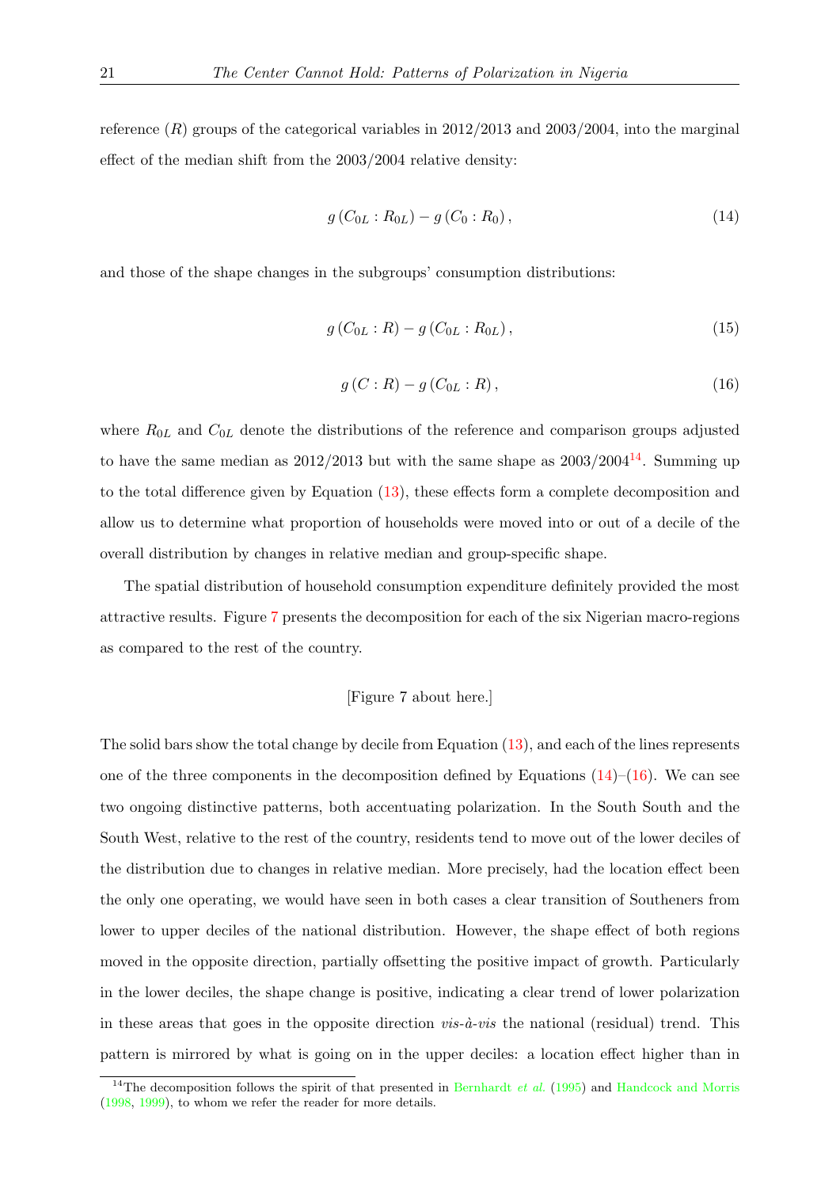reference ($R$) groups of the categorical variables in 2012/2013 and 2003/2004, into the marginal effect of the median shift from the 2003/2004 relative density:

$$g\left(C_{0L} : R_{0L}\right) - g\left(C_0 : R_0\right), \tag{14}$$

and those of the shape changes in the subgroups' consumption distributions:

$$g\left(C_{0L} : R\right) - g\left(C_{0L} : R_{0L}\right), \tag{15}$$

$$g\left(C : R\right) - g\left(C_{0L} : R\right), \tag{16}$$

where $R_{0L}$ and $C_{0L}$ denote the distributions of the reference and comparison groups adjusted to have the same median as 2012/2013 but with the same shape as 2003/2004[14]. Summing up to the total difference given by Equation (13), these effects form a complete decomposition and allow us to determine what proportion of households were moved into or out of a decile of the overall distribution by changes in relative median and group-specific shape.

The spatial distribution of household consumption expenditure definitely provided the most attractive results. Figure 7 presents the decomposition for each of the six Nigerian macro-regions as compared to the rest of the country.

[Figure 7 about here.]

The solid bars show the total change by decile from Equation (13), and each of the lines represents one of the three components in the decomposition defined by Equations (14)–(16). We can see two ongoing distinctive patterns, both accentuating polarization. In the South South and the South West, relative to the rest of the country, residents tend to move out of the lower deciles of the distribution due to changes in relative median. More precisely, had the location effect been the only one operating, we would have seen in both cases a clear transition of Southeners from lower to upper deciles of the national distribution. However, the shape effect of both regions moved in the opposite direction, partially offsetting the positive impact of growth. Particularly in the lower deciles, the shape change is positive, indicating a clear trend of lower polarization in these areas that goes in the opposite direction *vis-à-vis* the national (residual) trend. This pattern is mirrored by what is going on in the upper deciles: a location effect higher than in

[14] The decomposition follows the spirit of that presented in Bernhardt *et al.* (1995) and Handcock and Morris (1998, 1999), to whom we refer the reader for more details.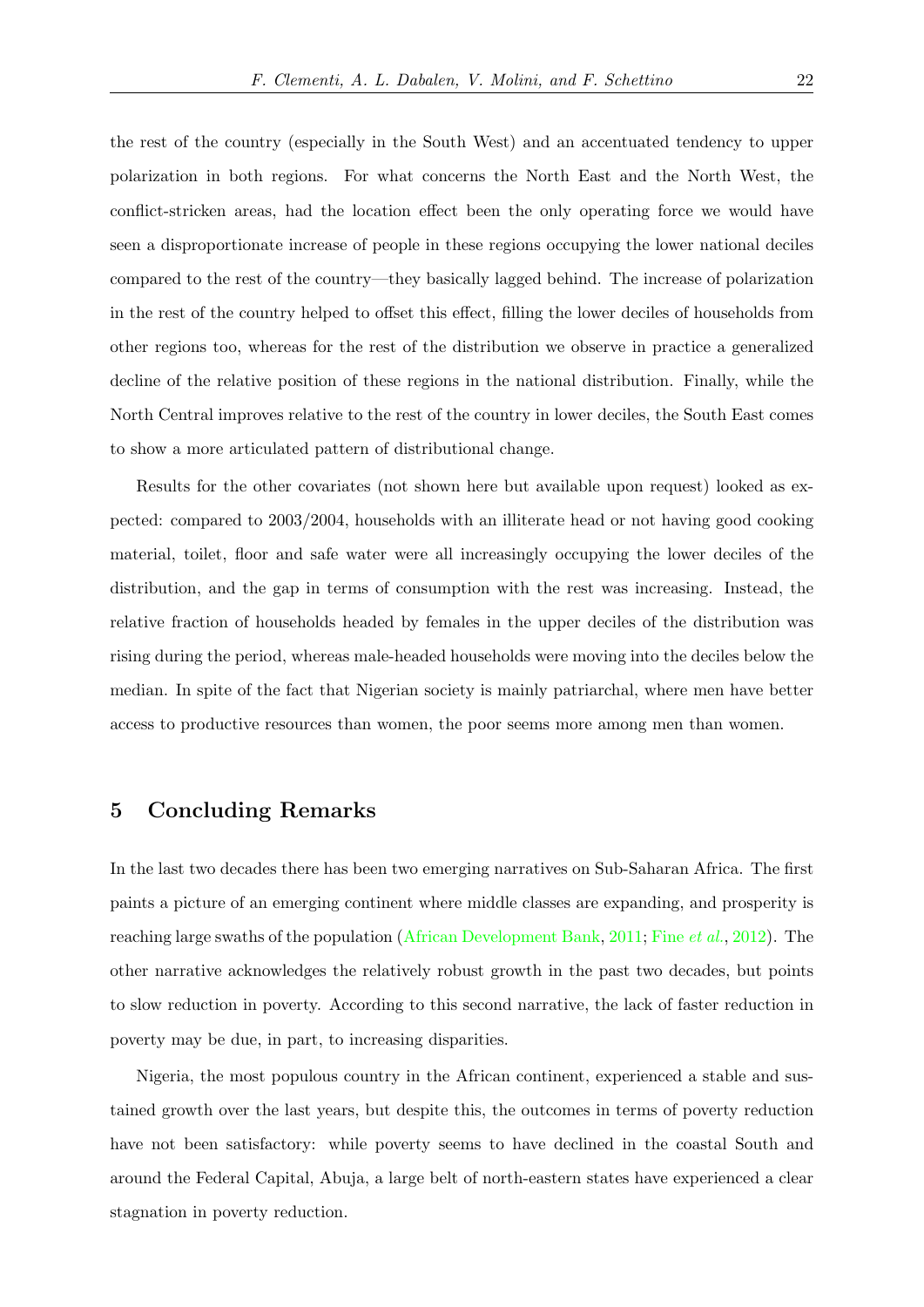the rest of the country (especially in the South West) and an accentuated tendency to upper polarization in both regions. For what concerns the North East and the North West, the conflict-stricken areas, had the location effect been the only operating force we would have seen a disproportionate increase of people in these regions occupying the lower national deciles compared to the rest of the country—they basically lagged behind. The increase of polarization in the rest of the country helped to offset this effect, filling the lower deciles of households from other regions too, whereas for the rest of the distribution we observe in practice a generalized decline of the relative position of these regions in the national distribution. Finally, while the North Central improves relative to the rest of the country in lower deciles, the South East comes to show a more articulated pattern of distributional change.

Results for the other covariates (not shown here but available upon request) looked as expected: compared to 2003/2004, households with an illiterate head or not having good cooking material, toilet, floor and safe water were all increasingly occupying the lower deciles of the distribution, and the gap in terms of consumption with the rest was increasing. Instead, the relative fraction of households headed by females in the upper deciles of the distribution was rising during the period, whereas male-headed households were moving into the deciles below the median. In spite of the fact that Nigerian society is mainly patriarchal, where men have better access to productive resources than women, the poor seems more among men than women.

## 5 Concluding Remarks

In the last two decades there has been two emerging narratives on Sub-Saharan Africa. The first paints a picture of an emerging continent where middle classes are expanding, and prosperity is reaching large swaths of the population (African Development Bank, 2011; Fine *et al.*, 2012). The other narrative acknowledges the relatively robust growth in the past two decades, but points to slow reduction in poverty. According to this second narrative, the lack of faster reduction in poverty may be due, in part, to increasing disparities.

Nigeria, the most populous country in the African continent, experienced a stable and sustained growth over the last years, but despite this, the outcomes in terms of poverty reduction have not been satisfactory: while poverty seems to have declined in the coastal South and around the Federal Capital, Abuja, a large belt of north-eastern states have experienced a clear stagnation in poverty reduction.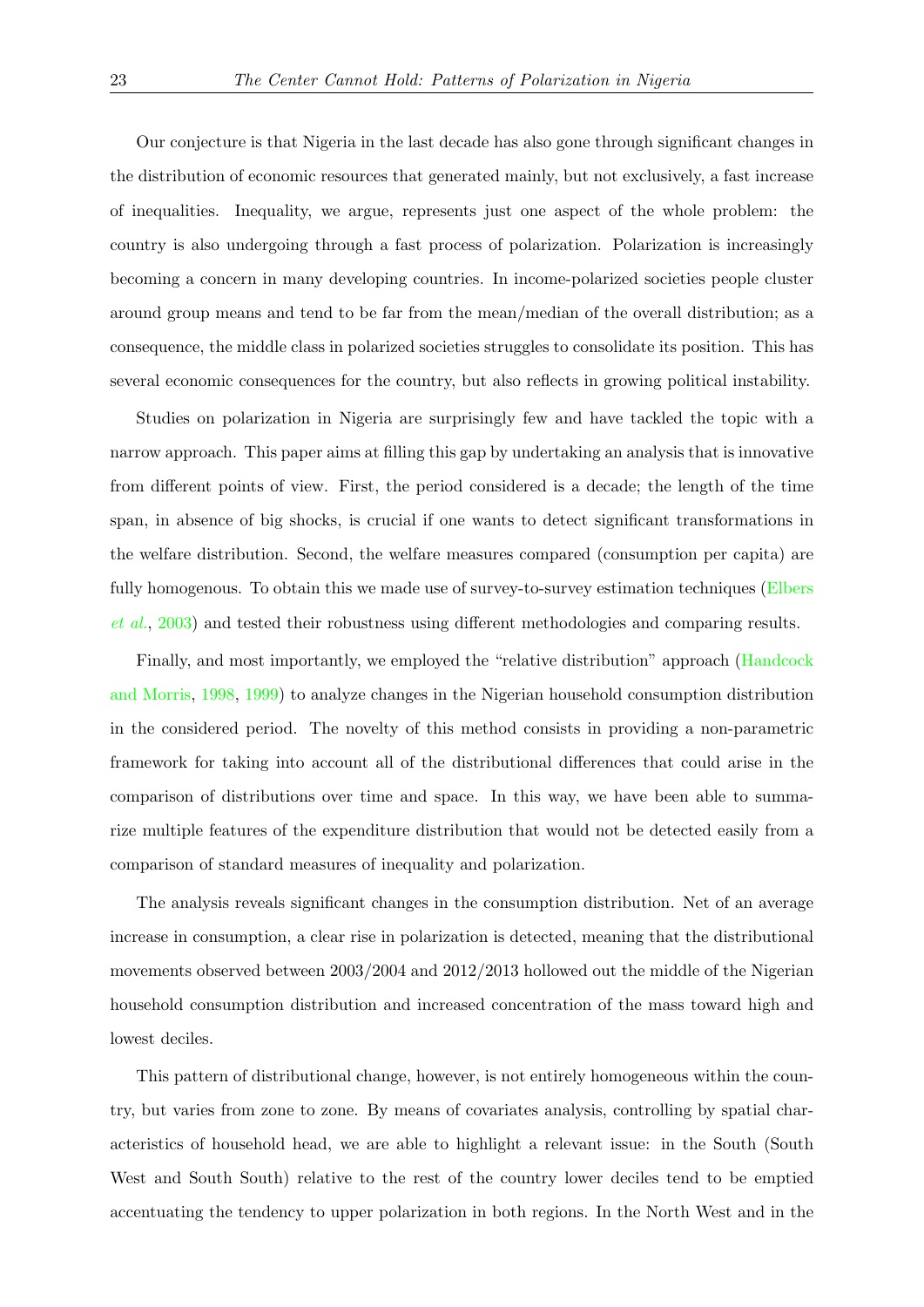Our conjecture is that Nigeria in the last decade has also gone through significant changes in the distribution of economic resources that generated mainly, but not exclusively, a fast increase of inequalities. Inequality, we argue, represents just one aspect of the whole problem: the country is also undergoing through a fast process of polarization. Polarization is increasingly becoming a concern in many developing countries. In income-polarized societies people cluster around group means and tend to be far from the mean/median of the overall distribution; as a consequence, the middle class in polarized societies struggles to consolidate its position. This has several economic consequences for the country, but also reflects in growing political instability.

Studies on polarization in Nigeria are surprisingly few and have tackled the topic with a narrow approach. This paper aims at filling this gap by undertaking an analysis that is innovative from different points of view. First, the period considered is a decade; the length of the time span, in absence of big shocks, is crucial if one wants to detect significant transformations in the welfare distribution. Second, the welfare measures compared (consumption per capita) are fully homogenous. To obtain this we made use of survey-to-survey estimation techniques (Elbers *et al.*, 2003) and tested their robustness using different methodologies and comparing results.

Finally, and most importantly, we employed the "relative distribution" approach (Handcock and Morris, 1998, 1999) to analyze changes in the Nigerian household consumption distribution in the considered period. The novelty of this method consists in providing a non-parametric framework for taking into account all of the distributional differences that could arise in the comparison of distributions over time and space. In this way, we have been able to summarize multiple features of the expenditure distribution that would not be detected easily from a comparison of standard measures of inequality and polarization.

The analysis reveals significant changes in the consumption distribution. Net of an average increase in consumption, a clear rise in polarization is detected, meaning that the distributional movements observed between 2003/2004 and 2012/2013 hollowed out the middle of the Nigerian household consumption distribution and increased concentration of the mass toward high and lowest deciles.

This pattern of distributional change, however, is not entirely homogeneous within the country, but varies from zone to zone. By means of covariates analysis, controlling by spatial characteristics of household head, we are able to highlight a relevant issue: in the South (South West and South South) relative to the rest of the country lower deciles tend to be emptied accentuating the tendency to upper polarization in both regions. In the North West and in the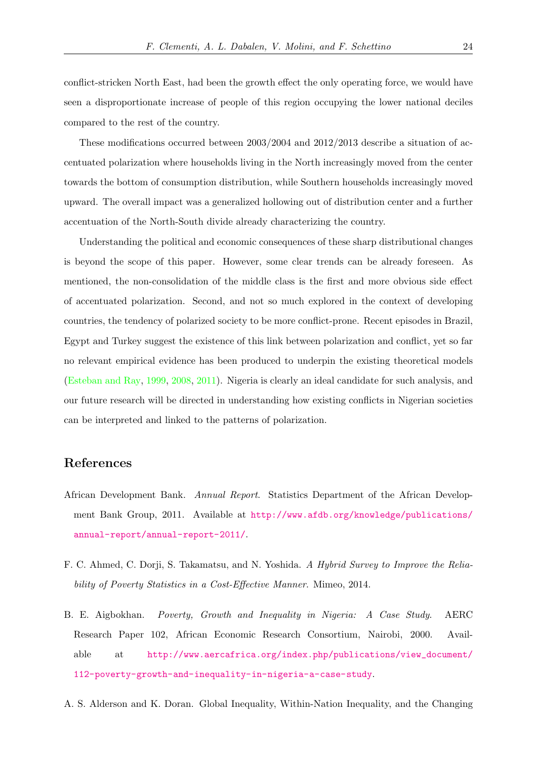conflict-stricken North East, had been the growth effect the only operating force, we would have seen a disproportionate increase of people of this region occupying the lower national deciles compared to the rest of the country.

These modifications occurred between 2003/2004 and 2012/2013 describe a situation of accentuated polarization where households living in the North increasingly moved from the center towards the bottom of consumption distribution, while Southern households increasingly moved upward. The overall impact was a generalized hollowing out of distribution center and a further accentuation of the North-South divide already characterizing the country.

Understanding the political and economic consequences of these sharp distributional changes is beyond the scope of this paper. However, some clear trends can be already foreseen. As mentioned, the non-consolidation of the middle class is the first and more obvious side effect of accentuated polarization. Second, and not so much explored in the context of developing countries, the tendency of polarized society to be more conflict-prone. Recent episodes in Brazil, Egypt and Turkey suggest the existence of this link between polarization and conflict, yet so far no relevant empirical evidence has been produced to underpin the existing theoretical models (Esteban and Ray, 1999, 2008, 2011). Nigeria is clearly an ideal candidate for such analysis, and our future research will be directed in understanding how existing conflicts in Nigerian societies can be interpreted and linked to the patterns of polarization.

## References

African Development Bank. *Annual Report*. Statistics Department of the African Development Bank Group, 2011. Available at http://www.afdb.org/knowledge/publications/annual-report/annual-report-2011/.

F. C. Ahmed, C. Dorji, S. Takamatsu, and N. Yoshida. *A Hybrid Survey to Improve the Reliability of Poverty Statistics in a Cost-Effective Manner*. Mimeo, 2014.

B. E. Aigbokhan. *Poverty, Growth and Inequality in Nigeria: A Case Study*. AERC Research Paper 102, African Economic Research Consortium, Nairobi, 2000. Available at http://www.aercafrica.org/index.php/publications/view_document/112-poverty-growth-and-inequality-in-nigeria-a-case-study.

A. S. Alderson and K. Doran. Global Inequality, Within-Nation Inequality, and the Changing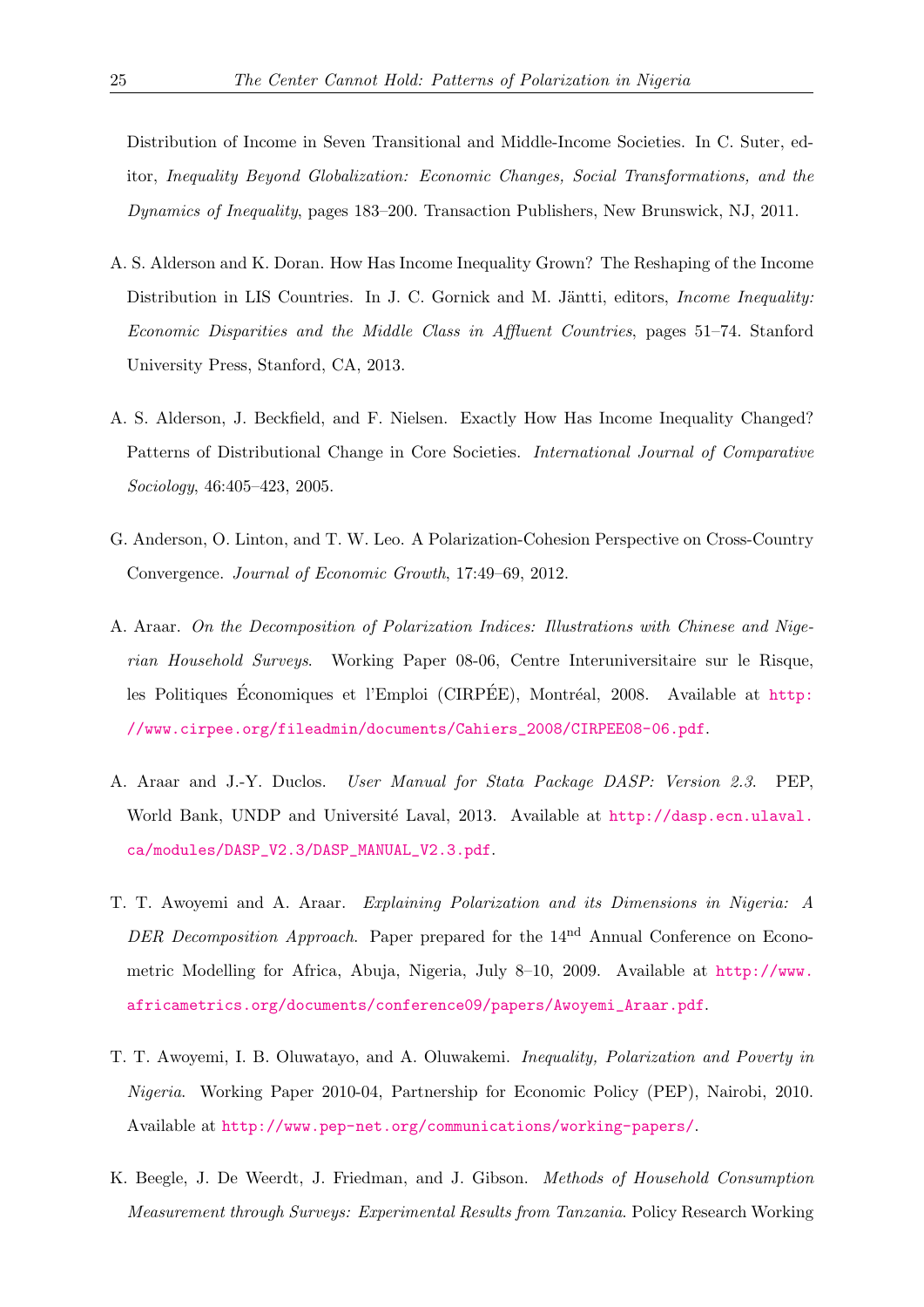Distribution of Income in Seven Transitional and Middle-Income Societies. In C. Suter, editor, *Inequality Beyond Globalization: Economic Changes, Social Transformations, and the Dynamics of Inequality*, pages 183–200. Transaction Publishers, New Brunswick, NJ, 2011.

A. S. Alderson and K. Doran. How Has Income Inequality Grown? The Reshaping of the Income Distribution in LIS Countries. In J. C. Gornick and M. Jäntti, editors, *Income Inequality: Economic Disparities and the Middle Class in Affluent Countries*, pages 51–74. Stanford University Press, Stanford, CA, 2013.

A. S. Alderson, J. Beckfield, and F. Nielsen. Exactly How Has Income Inequality Changed? Patterns of Distributional Change in Core Societies. *International Journal of Comparative Sociology*, 46:405–423, 2005.

G. Anderson, O. Linton, and T. W. Leo. A Polarization-Cohesion Perspective on Cross-Country Convergence. *Journal of Economic Growth*, 17:49–69, 2012.

A. Araar. *On the Decomposition of Polarization Indices: Illustrations with Chinese and Nigerian Household Surveys*. Working Paper 08-06, Centre Interuniversitaire sur le Risque, les Politiques Économiques et l'Emploi (CIRPÉE), Montréal, 2008. Available at http://www.cirpee.org/fileadmin/documents/Cahiers_2008/CIRPEE08-06.pdf.

A. Araar and J.-Y. Duclos. *User Manual for Stata Package DASP: Version 2.3*. PEP, World Bank, UNDP and Université Laval, 2013. Available at http://dasp.ecn.ulaval.ca/modules/DASP_V2.3/DASP_MANUAL_V2.3.pdf.

T. T. Awoyemi and A. Araar. *Explaining Polarization and its Dimensions in Nigeria: A DER Decomposition Approach*. Paper prepared for the 14[nd] Annual Conference on Econometric Modelling for Africa, Abuja, Nigeria, July 8–10, 2009. Available at http://www.africametrics.org/documents/conference09/papers/Awoyemi_Araar.pdf.

T. T. Awoyemi, I. B. Oluwatayo, and A. Oluwakemi. *Inequality, Polarization and Poverty in Nigeria*. Working Paper 2010-04, Partnership for Economic Policy (PEP), Nairobi, 2010. Available at http://www.pep-net.org/communications/working-papers/.

K. Beegle, J. De Weerdt, J. Friedman, and J. Gibson. *Methods of Household Consumption Measurement through Surveys: Experimental Results from Tanzania*. Policy Research Working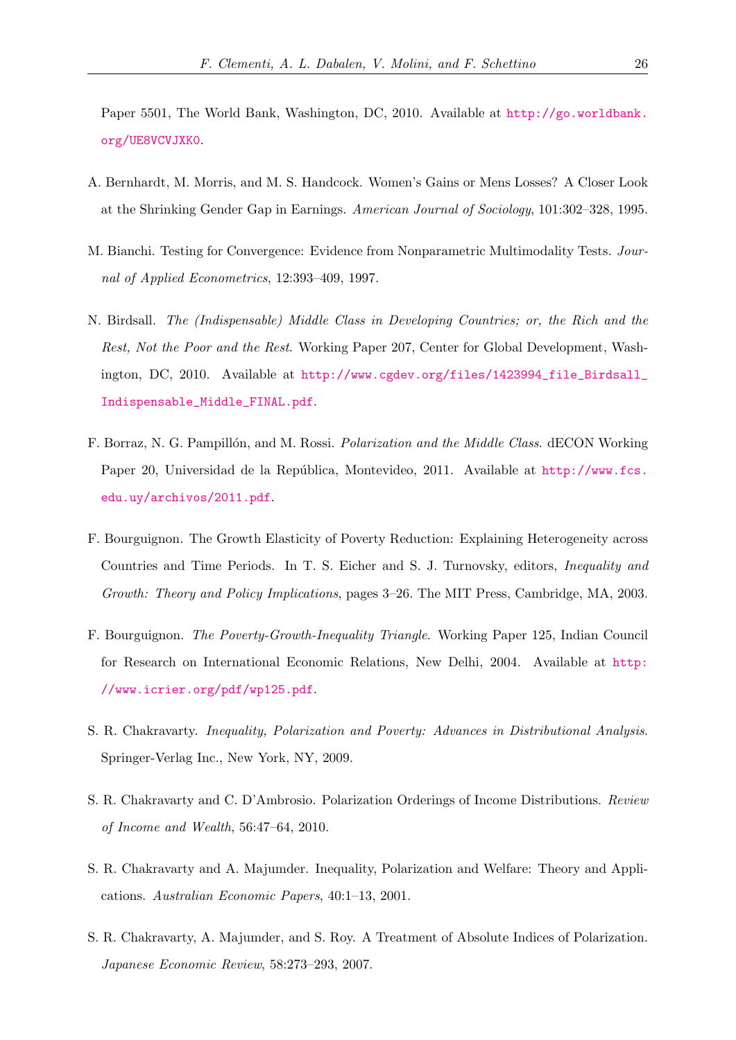Paper 5501, The World Bank, Washington, DC, 2010. Available at http://go.worldbank.org/UE8VCVJXK0.

A. Bernhardt, M. Morris, and M. S. Handcock. Women's Gains or Mens Losses? A Closer Look at the Shrinking Gender Gap in Earnings. *American Journal of Sociology*, 101:302–328, 1995.

M. Bianchi. Testing for Convergence: Evidence from Nonparametric Multimodality Tests. *Journal of Applied Econometrics*, 12:393–409, 1997.

N. Birdsall. *The (Indispensable) Middle Class in Developing Countries; or, the Rich and the Rest, Not the Poor and the Rest*. Working Paper 207, Center for Global Development, Washington, DC, 2010. Available at http://www.cgdev.org/files/1423994_file_Birdsall_Indispensable_Middle_FINAL.pdf.

F. Borraz, N. G. Pampillón, and M. Rossi. *Polarization and the Middle Class*. dECON Working Paper 20, Universidad de la República, Montevideo, 2011. Available at http://www.fcs.edu.uy/archivos/2011.pdf.

F. Bourguignon. The Growth Elasticity of Poverty Reduction: Explaining Heterogeneity across Countries and Time Periods. In T. S. Eicher and S. J. Turnovsky, editors, *Inequality and Growth: Theory and Policy Implications*, pages 3–26. The MIT Press, Cambridge, MA, 2003.

F. Bourguignon. *The Poverty-Growth-Inequality Triangle*. Working Paper 125, Indian Council for Research on International Economic Relations, New Delhi, 2004. Available at http://www.icrier.org/pdf/wp125.pdf.

S. R. Chakravarty. *Inequality, Polarization and Poverty: Advances in Distributional Analysis*. Springer-Verlag Inc., New York, NY, 2009.

S. R. Chakravarty and C. D'Ambrosio. Polarization Orderings of Income Distributions. *Review of Income and Wealth*, 56:47–64, 2010.

S. R. Chakravarty and A. Majumder. Inequality, Polarization and Welfare: Theory and Applications. *Australian Economic Papers*, 40:1–13, 2001.

S. R. Chakravarty, A. Majumder, and S. Roy. A Treatment of Absolute Indices of Polarization. *Japanese Economic Review*, 58:273–293, 2007.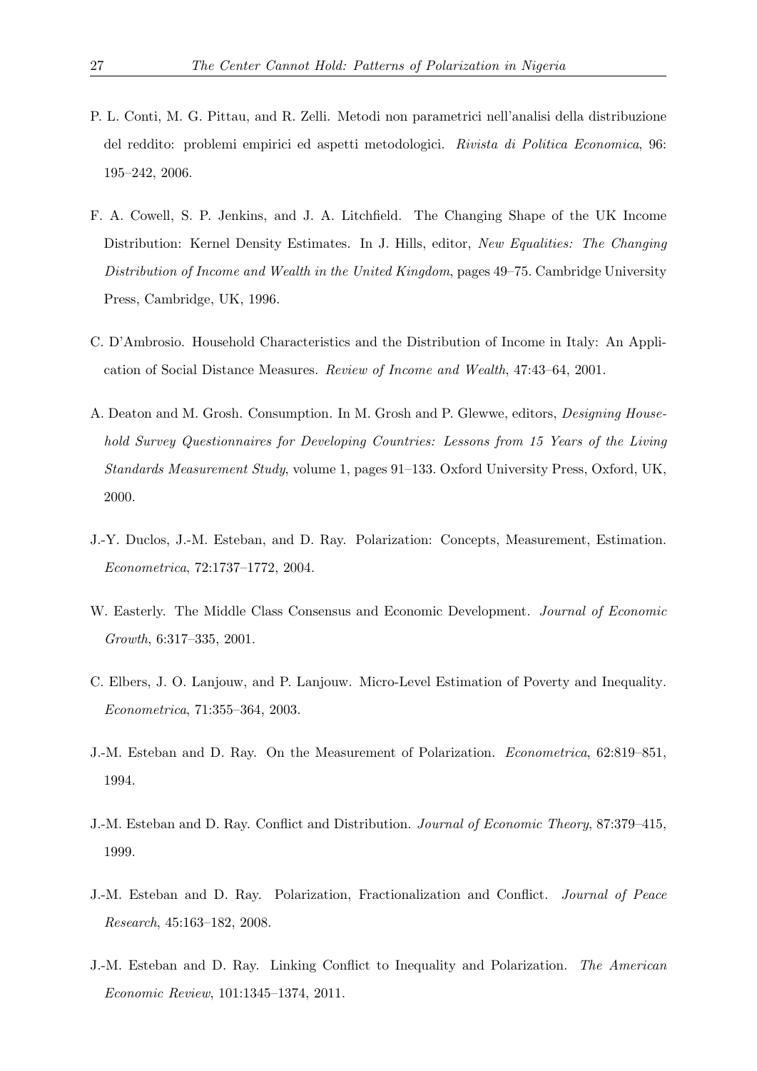P. L. Conti, M. G. Pittau, and R. Zelli. Metodi non parametrici nell'analisi della distribuzione del reddito: problemi empirici ed aspetti metodologici. *Rivista di Politica Economica*, 96: 195–242, 2006.

F. A. Cowell, S. P. Jenkins, and J. A. Litchfield. The Changing Shape of the UK Income Distribution: Kernel Density Estimates. In J. Hills, editor, *New Equalities: The Changing Distribution of Income and Wealth in the United Kingdom*, pages 49–75. Cambridge University Press, Cambridge, UK, 1996.

C. D'Ambrosio. Household Characteristics and the Distribution of Income in Italy: An Application of Social Distance Measures. *Review of Income and Wealth*, 47:43–64, 2001.

A. Deaton and M. Grosh. Consumption. In M. Grosh and P. Glewwe, editors, *Designing Household Survey Questionnaires for Developing Countries: Lessons from 15 Years of the Living Standards Measurement Study*, volume 1, pages 91–133. Oxford University Press, Oxford, UK, 2000.

J.-Y. Duclos, J.-M. Esteban, and D. Ray. Polarization: Concepts, Measurement, Estimation. *Econometrica*, 72:1737–1772, 2004.

W. Easterly. The Middle Class Consensus and Economic Development. *Journal of Economic Growth*, 6:317–335, 2001.

C. Elbers, J. O. Lanjouw, and P. Lanjouw. Micro-Level Estimation of Poverty and Inequality. *Econometrica*, 71:355–364, 2003.

J.-M. Esteban and D. Ray. On the Measurement of Polarization. *Econometrica*, 62:819–851, 1994.

J.-M. Esteban and D. Ray. Conflict and Distribution. *Journal of Economic Theory*, 87:379–415, 1999.

J.-M. Esteban and D. Ray. Polarization, Fractionalization and Conflict. *Journal of Peace Research*, 45:163–182, 2008.

J.-M. Esteban and D. Ray. Linking Conflict to Inequality and Polarization. *The American Economic Review*, 101:1345–1374, 2011.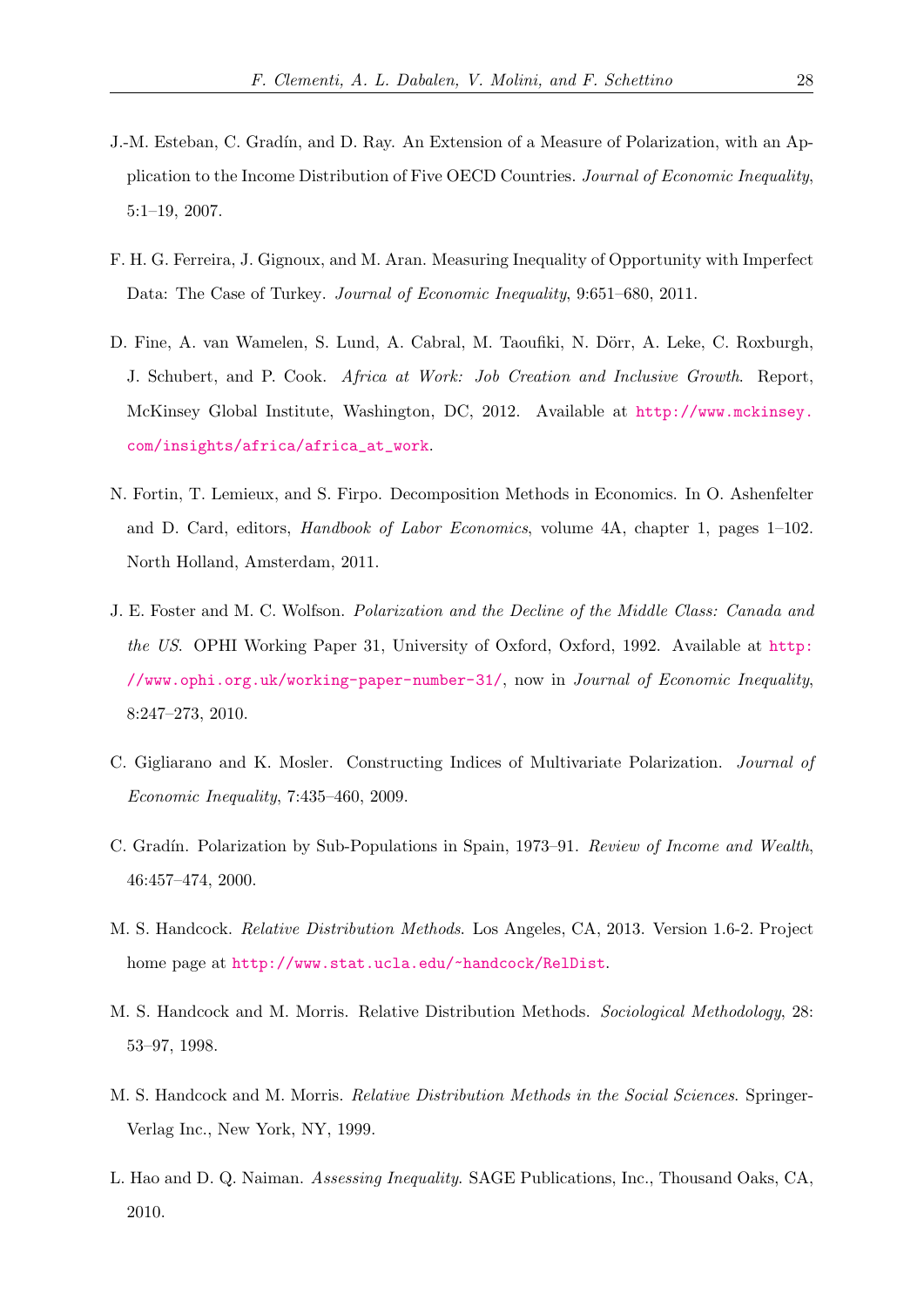J.-M. Esteban, C. Gradín, and D. Ray. An Extension of a Measure of Polarization, with an Application to the Income Distribution of Five OECD Countries. *Journal of Economic Inequality*, 5:1–19, 2007.

F. H. G. Ferreira, J. Gignoux, and M. Aran. Measuring Inequality of Opportunity with Imperfect Data: The Case of Turkey. *Journal of Economic Inequality*, 9:651–680, 2011.

D. Fine, A. van Wamelen, S. Lund, A. Cabral, M. Taoufiki, N. Dörr, A. Leke, C. Roxburgh, J. Schubert, and P. Cook. *Africa at Work: Job Creation and Inclusive Growth*. Report, McKinsey Global Institute, Washington, DC, 2012. Available at http://www.mckinsey.com/insights/africa/africa_at_work.

N. Fortin, T. Lemieux, and S. Firpo. Decomposition Methods in Economics. In O. Ashenfelter and D. Card, editors, *Handbook of Labor Economics*, volume 4A, chapter 1, pages 1–102. North Holland, Amsterdam, 2011.

J. E. Foster and M. C. Wolfson. *Polarization and the Decline of the Middle Class: Canada and the US*. OPHI Working Paper 31, University of Oxford, Oxford, 1992. Available at http://www.ophi.org.uk/working-paper-number-31/, now in *Journal of Economic Inequality*, 8:247–273, 2010.

C. Gigliarano and K. Mosler. Constructing Indices of Multivariate Polarization. *Journal of Economic Inequality*, 7:435–460, 2009.

C. Gradín. Polarization by Sub-Populations in Spain, 1973–91. *Review of Income and Wealth*, 46:457–474, 2000.

M. S. Handcock. *Relative Distribution Methods*. Los Angeles, CA, 2013. Version 1.6-2. Project home page at http://www.stat.ucla.edu/~handcock/RelDist.

M. S. Handcock and M. Morris. Relative Distribution Methods. *Sociological Methodology*, 28: 53–97, 1998.

M. S. Handcock and M. Morris. *Relative Distribution Methods in the Social Sciences*. Springer-Verlag Inc., New York, NY, 1999.

L. Hao and D. Q. Naiman. *Assessing Inequality*. SAGE Publications, Inc., Thousand Oaks, CA, 2010.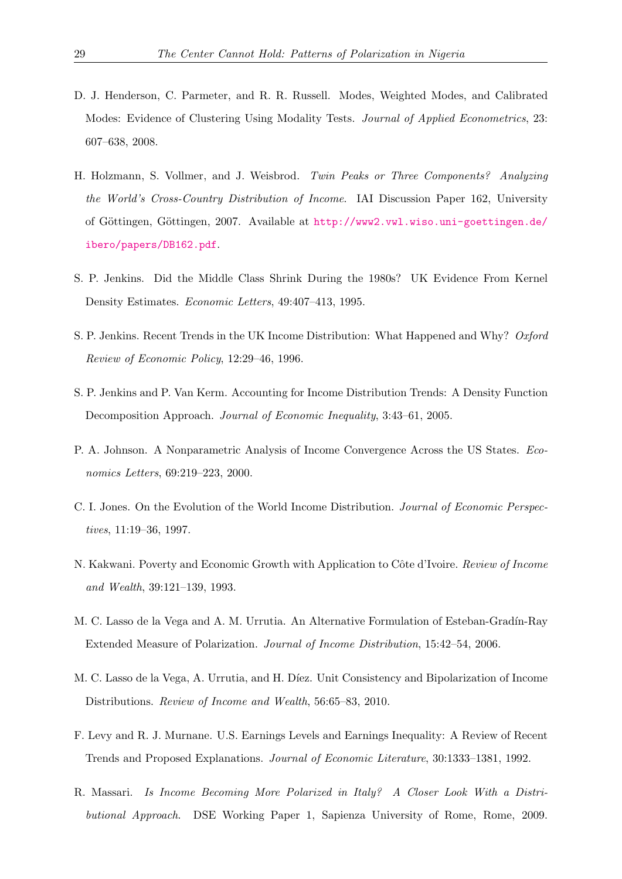D. J. Henderson, C. Parmeter, and R. R. Russell. Modes, Weighted Modes, and Calibrated Modes: Evidence of Clustering Using Modality Tests. *Journal of Applied Econometrics*, 23: 607–638, 2008.

H. Holzmann, S. Vollmer, and J. Weisbrod. *Twin Peaks or Three Components? Analyzing the World's Cross-Country Distribution of Income*. IAI Discussion Paper 162, University of Göttingen, Göttingen, 2007. Available at http://www2.vwl.wiso.uni-goettingen.de/ibero/papers/DB162.pdf.

S. P. Jenkins. Did the Middle Class Shrink During the 1980s? UK Evidence From Kernel Density Estimates. *Economic Letters*, 49:407–413, 1995.

S. P. Jenkins. Recent Trends in the UK Income Distribution: What Happened and Why? *Oxford Review of Economic Policy*, 12:29–46, 1996.

S. P. Jenkins and P. Van Kerm. Accounting for Income Distribution Trends: A Density Function Decomposition Approach. *Journal of Economic Inequality*, 3:43–61, 2005.

P. A. Johnson. A Nonparametric Analysis of Income Convergence Across the US States. *Economics Letters*, 69:219–223, 2000.

C. I. Jones. On the Evolution of the World Income Distribution. *Journal of Economic Perspectives*, 11:19–36, 1997.

N. Kakwani. Poverty and Economic Growth with Application to Côte d'Ivoire. *Review of Income and Wealth*, 39:121–139, 1993.

M. C. Lasso de la Vega and A. M. Urrutia. An Alternative Formulation of Esteban-Gradín-Ray Extended Measure of Polarization. *Journal of Income Distribution*, 15:42–54, 2006.

M. C. Lasso de la Vega, A. Urrutia, and H. Díez. Unit Consistency and Bipolarization of Income Distributions. *Review of Income and Wealth*, 56:65–83, 2010.

F. Levy and R. J. Murnane. U.S. Earnings Levels and Earnings Inequality: A Review of Recent Trends and Proposed Explanations. *Journal of Economic Literature*, 30:1333–1381, 1992.

R. Massari. *Is Income Becoming More Polarized in Italy? A Closer Look With a Distributional Approach*. DSE Working Paper 1, Sapienza University of Rome, Rome, 2009.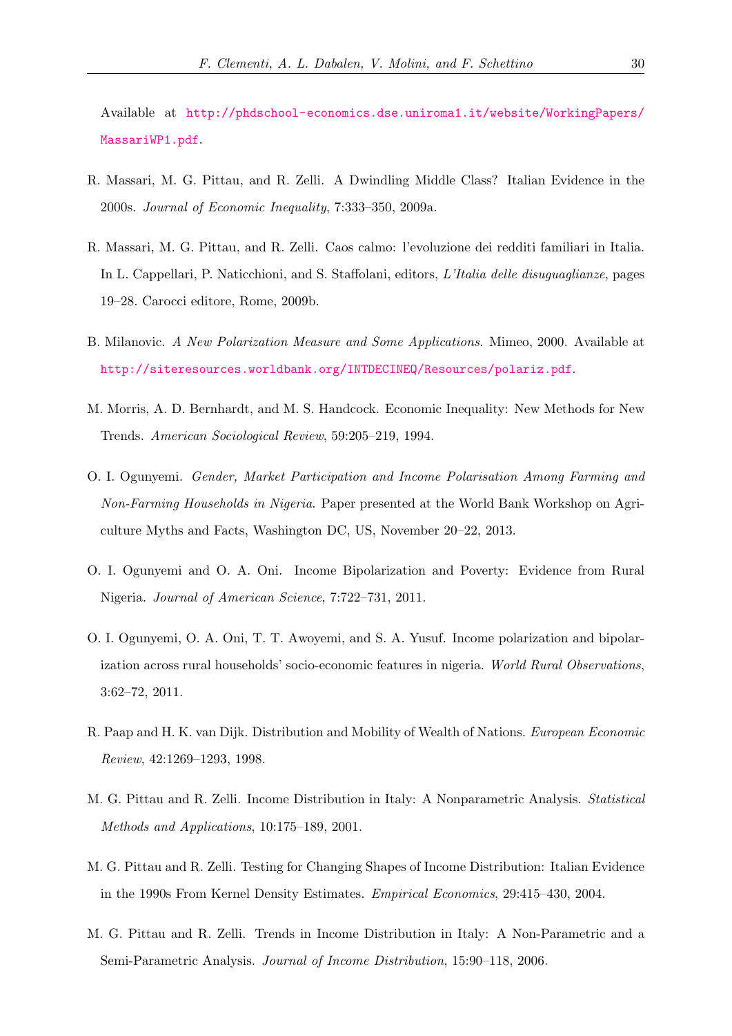Available at http://phdschool-economics.dse.uniroma1.it/website/WorkingPapers/MassariWP1.pdf.

R. Massari, M. G. Pittau, and R. Zelli. A Dwindling Middle Class? Italian Evidence in the 2000s. *Journal of Economic Inequality*, 7:333–350, 2009a.

R. Massari, M. G. Pittau, and R. Zelli. Caos calmo: l'evoluzione dei redditi familiari in Italia. In L. Cappellari, P. Naticchioni, and S. Staffolani, editors, *L'Italia delle disuguaglianze*, pages 19–28. Carocci editore, Rome, 2009b.

B. Milanovic. *A New Polarization Measure and Some Applications*. Mimeo, 2000. Available at http://siteresources.worldbank.org/INTDECINEQ/Resources/polariz.pdf.

M. Morris, A. D. Bernhardt, and M. S. Handcock. Economic Inequality: New Methods for New Trends. *American Sociological Review*, 59:205–219, 1994.

O. I. Ogunyemi. *Gender, Market Participation and Income Polarisation Among Farming and Non-Farming Households in Nigeria*. Paper presented at the World Bank Workshop on Agriculture Myths and Facts, Washington DC, US, November 20–22, 2013.

O. I. Ogunyemi and O. A. Oni. Income Bipolarization and Poverty: Evidence from Rural Nigeria. *Journal of American Science*, 7:722–731, 2011.

O. I. Ogunyemi, O. A. Oni, T. T. Awoyemi, and S. A. Yusuf. Income polarization and bipolarization across rural households' socio-economic features in nigeria. *World Rural Observations*, 3:62–72, 2011.

R. Paap and H. K. van Dijk. Distribution and Mobility of Wealth of Nations. *European Economic Review*, 42:1269–1293, 1998.

M. G. Pittau and R. Zelli. Income Distribution in Italy: A Nonparametric Analysis. *Statistical Methods and Applications*, 10:175–189, 2001.

M. G. Pittau and R. Zelli. Testing for Changing Shapes of Income Distribution: Italian Evidence in the 1990s From Kernel Density Estimates. *Empirical Economics*, 29:415–430, 2004.

M. G. Pittau and R. Zelli. Trends in Income Distribution in Italy: A Non-Parametric and a Semi-Parametric Analysis. *Journal of Income Distribution*, 15:90–118, 2006.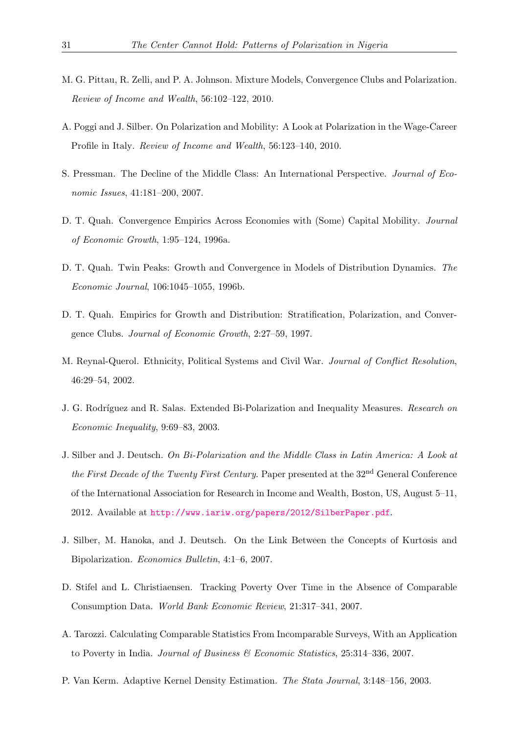M. G. Pittau, R. Zelli, and P. A. Johnson. Mixture Models, Convergence Clubs and Polarization. *Review of Income and Wealth*, 56:102–122, 2010.

A. Poggi and J. Silber. On Polarization and Mobility: A Look at Polarization in the Wage-Career Profile in Italy. *Review of Income and Wealth*, 56:123–140, 2010.

S. Pressman. The Decline of the Middle Class: An International Perspective. *Journal of Economic Issues*, 41:181–200, 2007.

D. T. Quah. Convergence Empirics Across Economies with (Some) Capital Mobility. *Journal of Economic Growth*, 1:95–124, 1996a.

D. T. Quah. Twin Peaks: Growth and Convergence in Models of Distribution Dynamics. *The Economic Journal*, 106:1045–1055, 1996b.

D. T. Quah. Empirics for Growth and Distribution: Stratification, Polarization, and Convergence Clubs. *Journal of Economic Growth*, 2:27–59, 1997.

M. Reynal-Querol. Ethnicity, Political Systems and Civil War. *Journal of Conflict Resolution*, 46:29–54, 2002.

J. G. Rodríguez and R. Salas. Extended Bi-Polarization and Inequality Measures. *Research on Economic Inequality*, 9:69–83, 2003.

J. Silber and J. Deutsch. *On Bi-Polarization and the Middle Class in Latin America: A Look at the First Decade of the Twenty First Century*. Paper presented at the 32nd General Conference of the International Association for Research in Income and Wealth, Boston, US, August 5–11, 2012. Available at http://www.iariw.org/papers/2012/SilberPaper.pdf.

J. Silber, M. Hanoka, and J. Deutsch. On the Link Between the Concepts of Kurtosis and Bipolarization. *Economics Bulletin*, 4:1–6, 2007.

D. Stifel and L. Christiaensen. Tracking Poverty Over Time in the Absence of Comparable Consumption Data. *World Bank Economic Review*, 21:317–341, 2007.

A. Tarozzi. Calculating Comparable Statistics From Incomparable Surveys, With an Application to Poverty in India. *Journal of Business & Economic Statistics*, 25:314–336, 2007.

P. Van Kerm. Adaptive Kernel Density Estimation. *The Stata Journal*, 3:148–156, 2003.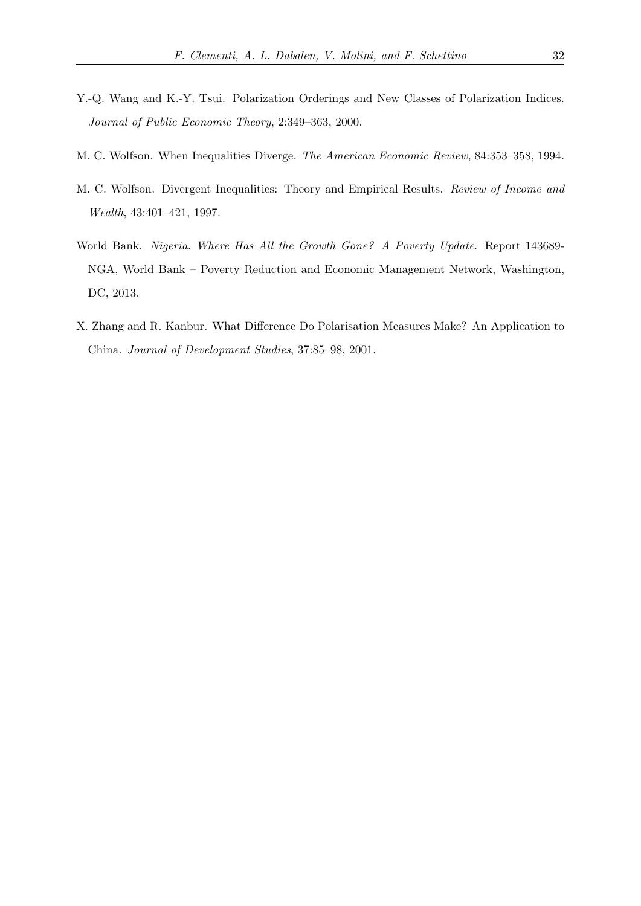Y.-Q. Wang and K.-Y. Tsui. Polarization Orderings and New Classes of Polarization Indices. *Journal of Public Economic Theory*, 2:349–363, 2000.

M. C. Wolfson. When Inequalities Diverge. *The American Economic Review*, 84:353–358, 1994.

M. C. Wolfson. Divergent Inequalities: Theory and Empirical Results. *Review of Income and Wealth*, 43:401–421, 1997.

World Bank. *Nigeria. Where Has All the Growth Gone? A Poverty Update*. Report 143689-NGA, World Bank – Poverty Reduction and Economic Management Network, Washington, DC, 2013.

X. Zhang and R. Kanbur. What Difference Do Polarisation Measures Make? An Application to China. *Journal of Development Studies*, 37:85–98, 2001.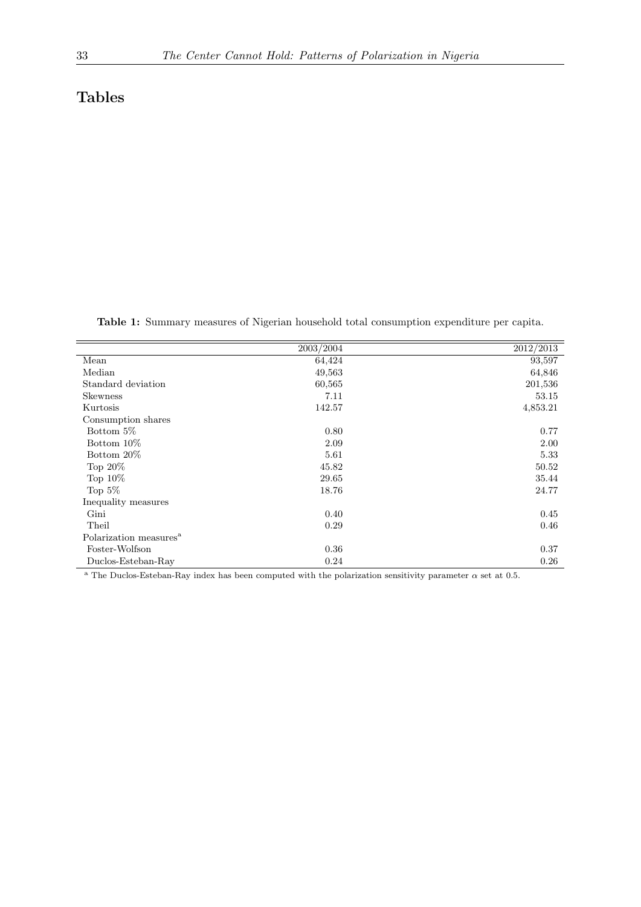# Tables

**Table 1:** Summary measures of Nigerian household total consumption expenditure per capita.

| | 2003/2004 | 2012/2013 |
|---|---|---|
| Mean | 64,424 | 93,597 |
| Median | 49,563 | 64,846 |
| Standard deviation | 60,565 | 201,536 |
| Skewness | 7.11 | 53.15 |
| Kurtosis | 142.57 | 4,853.21 |
| Consumption shares | | |
| Bottom 5% | 0.80 | 0.77 |
| Bottom 10% | 2.09 | 2.00 |
| Bottom 20% | 5.61 | 5.33 |
| Top 20% | 45.82 | 50.52 |
| Top 10% | 29.65 | 35.44 |
| Top 5% | 18.76 | 24.77 |
| Inequality measures | | |
| Gini | 0.40 | 0.45 |
| Theil | 0.29 | 0.46 |
| Polarization measures[a] | | |
| Foster-Wolfson | 0.36 | 0.37 |
| Duclos-Esteban-Ray | 0.24 | 0.26 |

[a] The Duclos-Esteban-Ray index has been computed with the polarization sensitivity parameter $\alpha$ set at 0.5.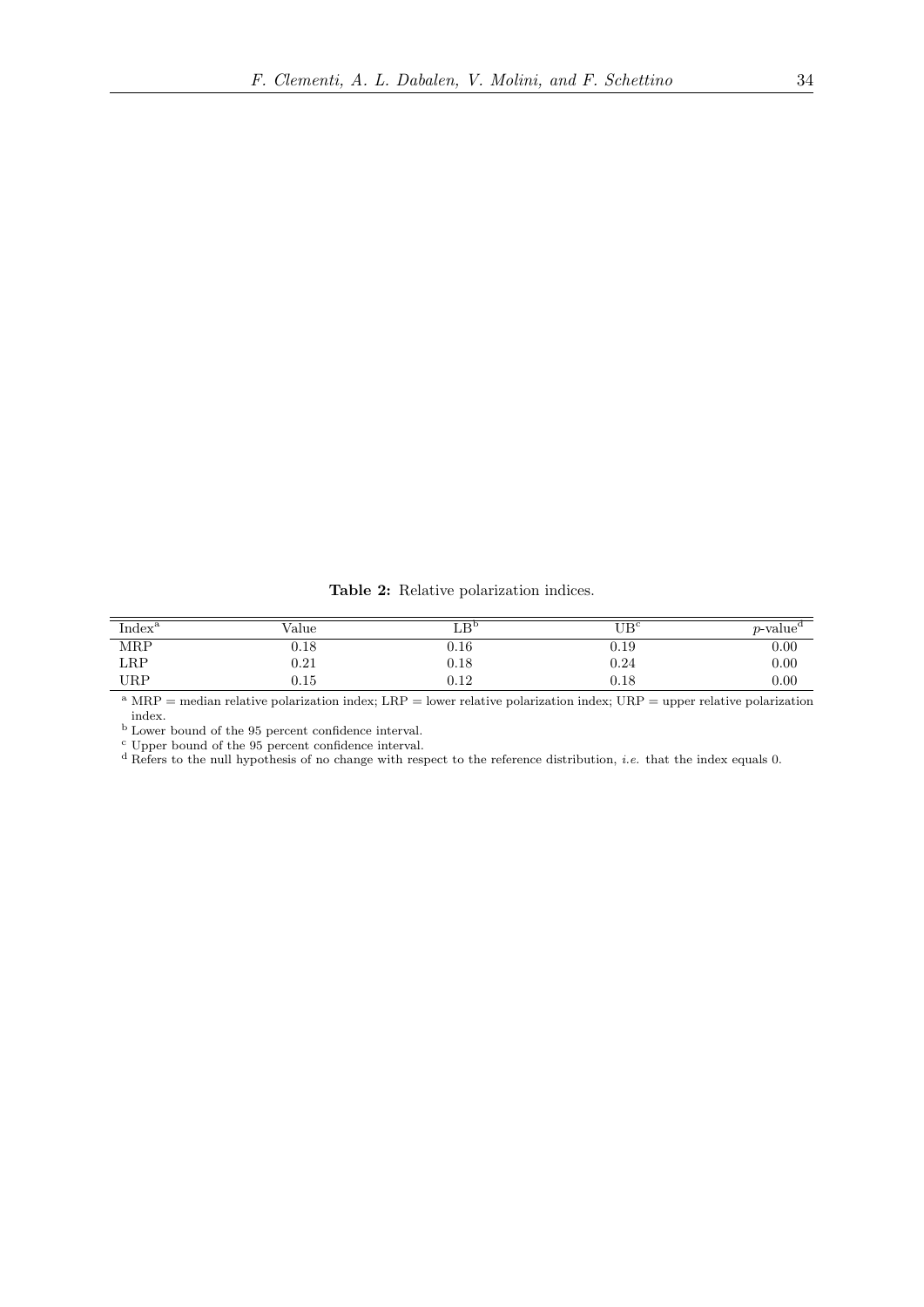**Table 2:** Relative polarization indices.

| Index[a] | Value | LB[b] | UB[c] | $p$-value[d] |
|---|---|---|---|---|
| MRP | 0.18 | 0.16 | 0.19 | 0.00 |
| LRP | 0.21 | 0.18 | 0.24 | 0.00 |
| URP | 0.15 | 0.12 | 0.18 | 0.00 |

[a] MRP = median relative polarization index; LRP = lower relative polarization index; URP = upper relative polarization index.

[b] Lower bound of the 95 percent confidence interval.

[c] Upper bound of the 95 percent confidence interval.

[d] Refers to the null hypothesis of no change with respect to the reference distribution, *i.e.* that the index equals 0.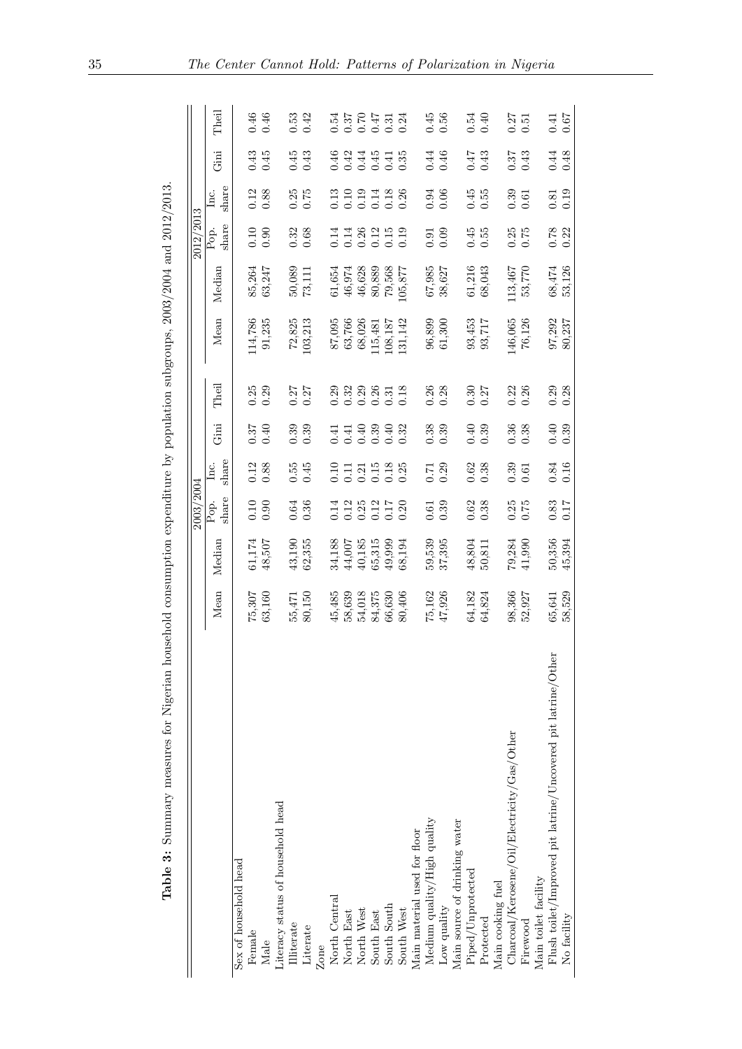**Table 3:** Summary measures for Nigerian household consumption expenditure by population subgroups, 2003/2004 and 2012/2013.

| | 2003/2004 | | | | | | 2012/2013 | | | | | |
|---|---|---|---|---|---|---|---|---|---|---|---|---|
| | Mean | Median | Pop. share | Inc. share | Gini | Theil | Mean | Median | Pop. share | Inc. share | Gini | Theil |
| Sex of household head | | | | | | | | | | | | |
| Female | 75,307 | 61,174 | 0.10 | 0.12 | 0.37 | 0.25 | 114,786 | 85,264 | 0.10 | 0.12 | 0.43 | 0.46 |
| Male | 63,160 | 48,507 | 0.90 | 0.88 | 0.40 | 0.29 | 91,235 | 63,247 | 0.90 | 0.88 | 0.45 | 0.46 |
| Literacy status of household head | | | | | | | | | | | | |
| Illiterate | 55,471 | 43,190 | 0.64 | 0.55 | 0.39 | 0.27 | 72,825 | 50,089 | 0.32 | 0.25 | 0.45 | 0.53 |
| Literate | 80,150 | 62,355 | 0.36 | 0.45 | 0.39 | 0.27 | 103,213 | 73,111 | 0.68 | 0.75 | 0.43 | 0.42 |
| Zone | | | | | | | | | | | | |
| North Central | 45,485 | 34,188 | 0.14 | 0.10 | 0.41 | 0.29 | 87,095 | 61,654 | 0.14 | 0.13 | 0.46 | 0.54 |
| North East | 58,639 | 44,007 | 0.12 | 0.11 | 0.41 | 0.32 | 63,766 | 46,974 | 0.14 | 0.10 | 0.42 | 0.37 |
| North West | 54,018 | 40,185 | 0.25 | 0.21 | 0.40 | 0.29 | 68,026 | 46,628 | 0.26 | 0.19 | 0.44 | 0.70 |
| South East | 84,375 | 65,315 | 0.12 | 0.15 | 0.39 | 0.26 | 115,481 | 80,889 | 0.12 | 0.14 | 0.45 | 0.47 |
| South South | 66,630 | 49,999 | 0.17 | 0.18 | 0.40 | 0.31 | 108,187 | 79,568 | 0.15 | 0.18 | 0.41 | 0.31 |
| South West | 80,406 | 68,194 | 0.20 | 0.25 | 0.32 | 0.18 | 131,142 | 105,877 | 0.19 | 0.26 | 0.35 | 0.24 |
| Main material used for floor | | | | | | | | | | | | |
| Medium quality/High quality | 75,162 | 59,539 | 0.61 | 0.71 | 0.38 | 0.26 | 96,899 | 67,985 | 0.91 | 0.94 | 0.44 | 0.45 |
| Low quality | 47,926 | 37,395 | 0.39 | 0.29 | 0.39 | 0.28 | 61,300 | 38,627 | 0.09 | 0.06 | 0.46 | 0.56 |
| Main source of drinking water | | | | | | | | | | | | |
| Piped/Unprotected | 64,182 | 48,804 | 0.62 | 0.62 | 0.40 | 0.30 | 93,453 | 61,216 | 0.45 | 0.45 | 0.47 | 0.54 |
| Protected | 64,824 | 50,811 | 0.38 | 0.38 | 0.39 | 0.27 | 93,717 | 68,043 | 0.55 | 0.55 | 0.43 | 0.40 |
| Main cooking fuel | | | | | | | | | | | | |
| Charcoal/Kerosene/Oil/Electricity/Gas/Other | 98,366 | 79,284 | 0.25 | 0.39 | 0.36 | 0.22 | 146,065 | 113,467 | 0.25 | 0.39 | 0.37 | 0.27 |
| Firewood | 52,927 | 41,990 | 0.75 | 0.61 | 0.38 | 0.26 | 76,126 | 53,770 | 0.75 | 0.61 | 0.43 | 0.51 |
| Main toilet facility | | | | | | | | | | | | |
| Flush toilet/Improved pit latrine/Uncovered pit latrine/Other | 65,641 | 50,356 | 0.83 | 0.84 | 0.40 | 0.29 | 97,292 | 68,474 | 0.78 | 0.81 | 0.44 | 0.41 |
| No facility | 58,529 | 45,394 | 0.17 | 0.16 | 0.39 | 0.28 | 80,237 | 53,126 | 0.22 | 0.19 | 0.48 | 0.67 |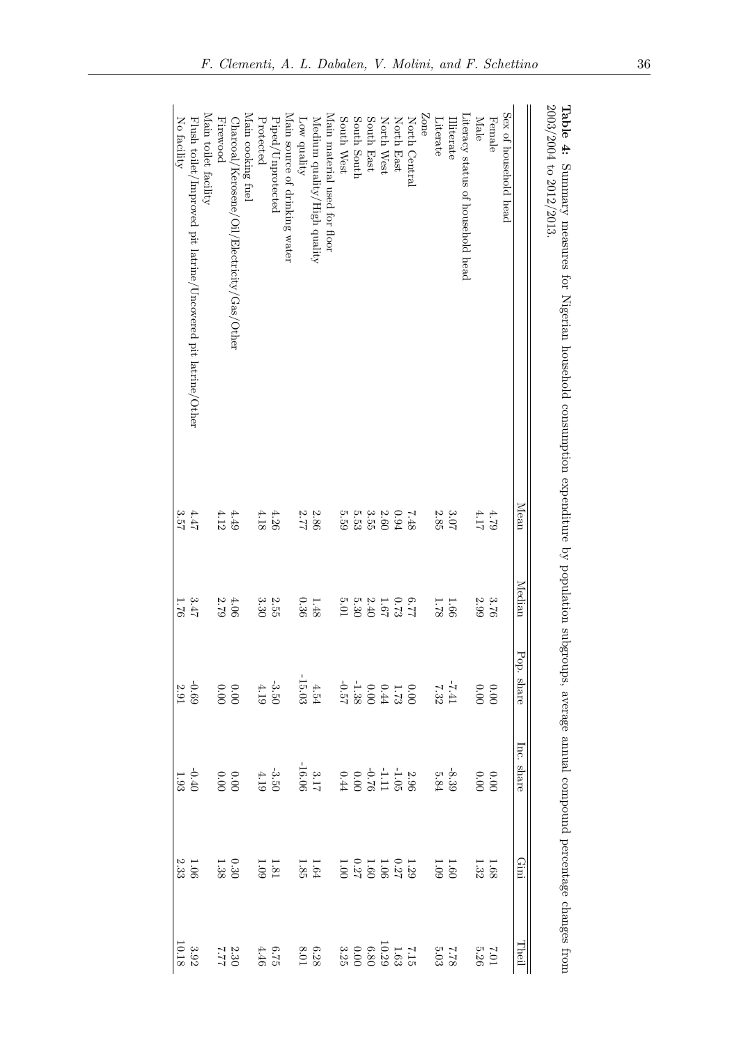**Table 4:** Summary measures for Nigerian household consumption expenditure by population subgroups, average annual compound percentage changes from 2003/2004 to 2012/2013.

| | Mean | Median | Pop. share | Inc. share | Gini | Theil |
|---|---|---|---|---|---|---|
| Sex of household head | | | | | | |
| Female | 4.79 | 3.76 | 0.00 | 0.00 | 1.68 | 7.01 |
| Male | 4.17 | 2.99 | 0.00 | 0.00 | 1.32 | 5.26 |
| Literacy status of household head | | | | | | |
| Illiterate | 3.07 | 1.66 | -7.41 | -8.39 | 1.60 | 7.78 |
| Literate | 2.85 | 1.78 | 7.32 | 5.84 | 1.09 | 5.03 |
| Zone | | | | | | |
| North Central | 7.48 | 6.77 | 0.00 | 2.96 | 1.29 | 7.15 |
| North East | 0.94 | 0.73 | 1.73 | -1.05 | 0.27 | 1.63 |
| North West | 2.60 | 1.67 | 0.44 | -1.11 | 1.06 | 10.29 |
| South East | 3.55 | 2.40 | 0.00 | -0.76 | 1.60 | 6.80 |
| South South | 5.53 | 5.30 | -1.38 | 0.00 | 0.27 | 0.00 |
| South West | 5.59 | 5.01 | -0.57 | 0.44 | 1.00 | 3.25 |
| Main material used for floor | | | | | | |
| Medium quality/High quality | 2.86 | 1.48 | 4.54 | 3.17 | 1.64 | 6.28 |
| Low quality | 2.77 | 0.36 | -15.03 | -16.06 | 1.85 | 8.01 |
| Main source of drinking water | | | | | | |
| Piped/Unprotected | 4.26 | 2.55 | -3.50 | -3.50 | 1.81 | 6.75 |
| Protected | 4.18 | 3.30 | 4.19 | 4.19 | 1.09 | 4.46 |
| Main cooking fuel | | | | | | |
| Charcoal/Kerosene/Oil/Electricity/Gas/Other | 4.49 | 4.06 | 0.00 | 0.00 | 0.30 | 2.30 |
| Firewood | 4.12 | 2.79 | 0.00 | 0.00 | 1.38 | 7.77 |
| Main toilet facility | | | | | | |
| Flush toilet/Improved pit latrine/Uncovered pit latrine/Other | 4.47 | 3.47 | -0.69 | -0.40 | 1.06 | 3.92 |
| No facility | 3.57 | 1.76 | 2.91 | 1.93 | 2.33 | 10.18 |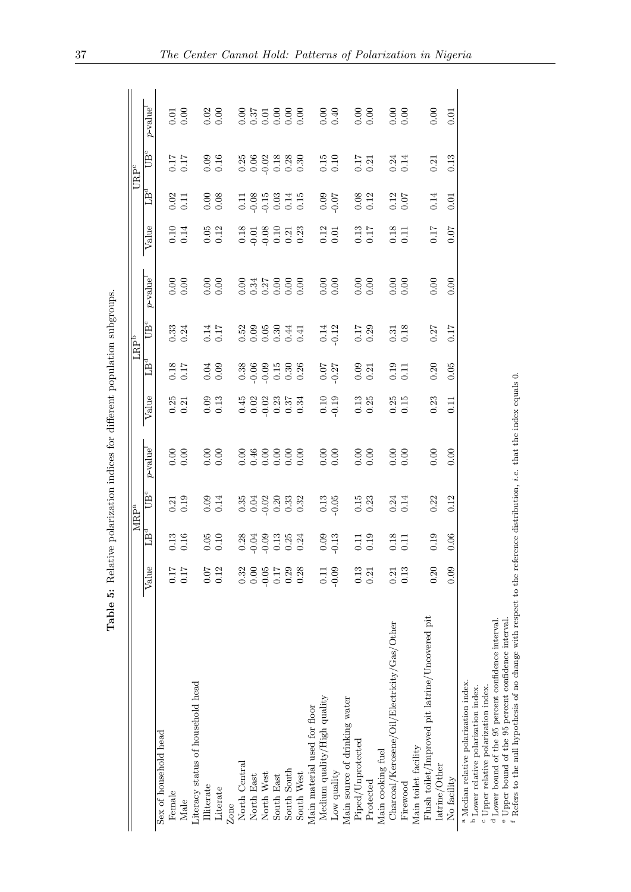**Table 5:** Relative polarization indices for different population subgroups.

| | MRP[a] | | | | LRP[b] | | | | URP[c] | | | |
|---|---|---|---|---|---|---|---|---|---|---|---|---|
| | Value | LB[d] | UB[e] | $p$-value[f] | Value | LB[d] | UB[e] | $p$-value[f] | Value | LB[d] | UB[e] | $p$-value[f] |
| Sex of household head | | | | | | | | | | | | |
| Female | 0.17 | 0.13 | 0.21 | 0.00 | 0.25 | 0.18 | 0.33 | 0.00 | 0.10 | 0.02 | 0.17 | 0.01 |
| Male | 0.17 | 0.16 | 0.19 | 0.00 | 0.21 | 0.17 | 0.24 | 0.00 | 0.14 | 0.11 | 0.17 | 0.00 |
| Literacy status of household head | | | | | | | | | | | | |
| Illiterate | 0.07 | 0.05 | 0.09 | 0.00 | 0.09 | 0.04 | 0.14 | 0.00 | 0.05 | 0.00 | 0.09 | 0.02 |
| Literate | 0.12 | 0.10 | 0.14 | 0.00 | 0.13 | 0.09 | 0.17 | 0.00 | 0.12 | 0.08 | 0.16 | 0.00 |
| Zone | | | | | | | | | | | | |
| North Central | 0.32 | 0.28 | 0.35 | 0.00 | 0.45 | 0.38 | 0.52 | 0.00 | 0.18 | 0.11 | 0.25 | 0.00 |
| North East | 0.00 | -0.04 | 0.04 | 0.46 | 0.02 | -0.06 | 0.09 | 0.34 | -0.01 | -0.08 | 0.06 | 0.37 |
| North West | -0.05 | -0.09 | -0.02 | 0.00 | -0.02 | -0.09 | 0.05 | 0.27 | -0.08 | -0.15 | -0.02 | 0.01 |
| South East | 0.17 | 0.13 | 0.20 | 0.00 | 0.23 | 0.15 | 0.30 | 0.00 | 0.10 | 0.03 | 0.18 | 0.00 |
| South South | 0.29 | 0.25 | 0.33 | 0.00 | 0.37 | 0.30 | 0.44 | 0.00 | 0.21 | 0.14 | 0.28 | 0.00 |
| South West | 0.28 | 0.24 | 0.32 | 0.00 | 0.34 | 0.26 | 0.41 | 0.00 | 0.23 | 0.15 | 0.30 | 0.00 |
| Main material used for floor | | | | | | | | | | | | |
| Medium quality/High quality | 0.11 | 0.09 | 0.13 | 0.00 | 0.10 | 0.07 | 0.14 | 0.00 | 0.12 | 0.09 | 0.15 | 0.00 |
| Low quality | -0.09 | -0.13 | -0.05 | 0.00 | -0.19 | -0.27 | -0.12 | 0.00 | 0.01 | -0.07 | 0.10 | 0.40 |
| Main source of drinking water | | | | | | | | | | | | |
| Piped/Unprotected | 0.13 | 0.11 | 0.15 | 0.00 | 0.13 | 0.09 | 0.17 | 0.00 | 0.13 | 0.08 | 0.17 | 0.00 |
| Protected | 0.21 | 0.19 | 0.23 | 0.00 | 0.25 | 0.21 | 0.29 | 0.00 | 0.17 | 0.12 | 0.21 | 0.00 |
| Main cooking fuel | | | | | | | | | | | | |
| Charcoal/Kerosene/Oil/Electricity/Gas/Other | 0.21 | 0.18 | 0.24 | 0.00 | 0.25 | 0.19 | 0.31 | 0.00 | 0.18 | 0.12 | 0.24 | 0.00 |
| Firewood | 0.13 | 0.11 | 0.14 | 0.00 | 0.15 | 0.11 | 0.18 | 0.00 | 0.11 | 0.07 | 0.14 | 0.00 |
| Main toilet facility | | | | | | | | | | | | |
| Flush toilet/Improved pit latrine/Uncovered pit latrine/Other | 0.20 | 0.19 | 0.22 | 0.00 | 0.23 | 0.20 | 0.27 | 0.00 | 0.17 | 0.14 | 0.21 | 0.00 |
| No facility | 0.09 | 0.06 | 0.12 | 0.00 | 0.11 | 0.05 | 0.17 | 0.00 | 0.07 | 0.01 | 0.13 | 0.01 |

[a] Median relative polarization index.
[b] Lower relative polarization index.
[c] Upper relative polarization index.
[d] Lower bound of the 95 percent confidence interval.
[e] Upper bound of the 95 percent confidence interval.
[f] Refers to the null hypothesis of no change with respect to the reference distribution, *i.e.* that the index equals 0.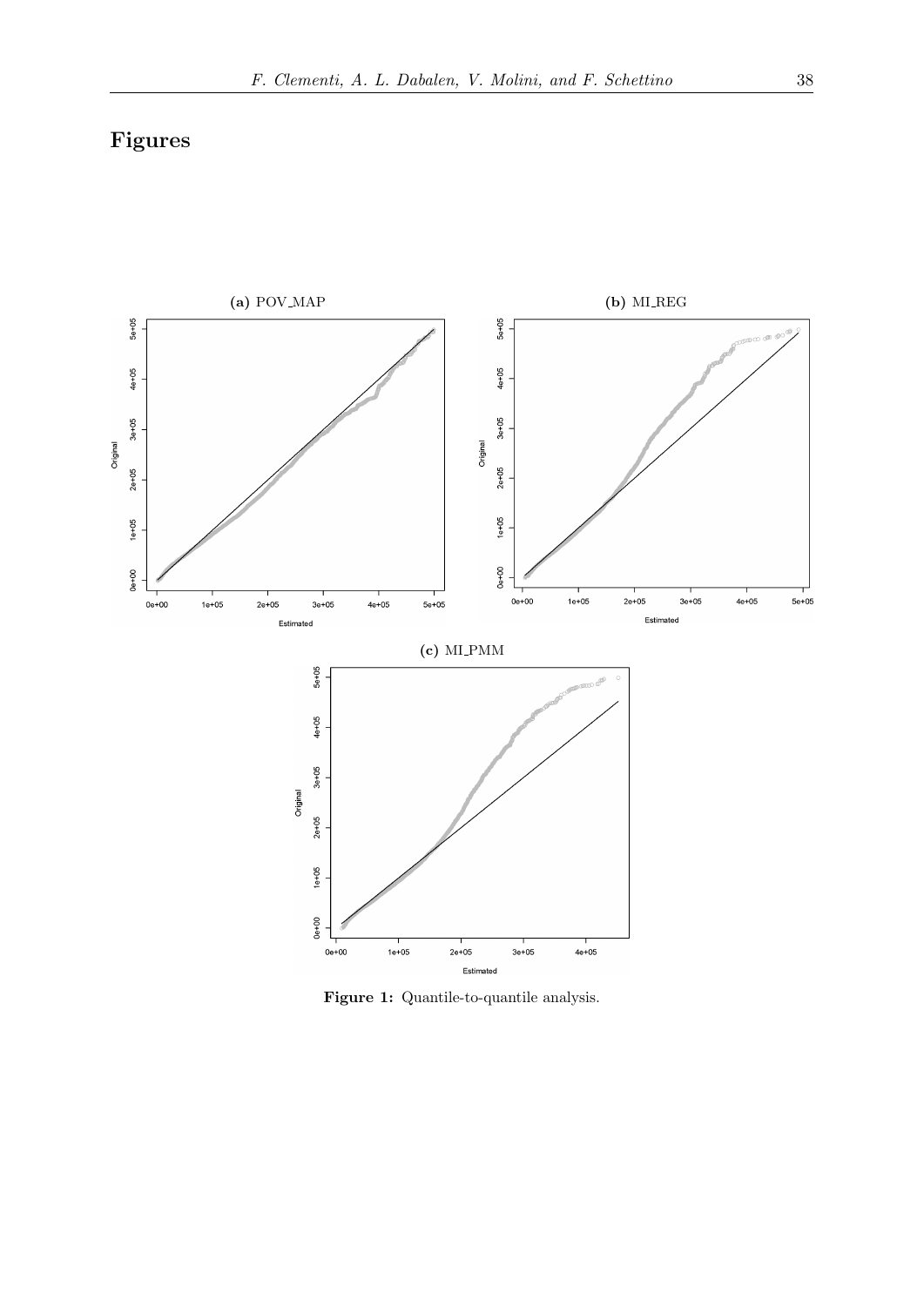# Figures

**(a)** POV_MAP

**(b)** MI_REG

**(c)** MI_PMM

**Figure 1:** Quantile-to-quantile analysis.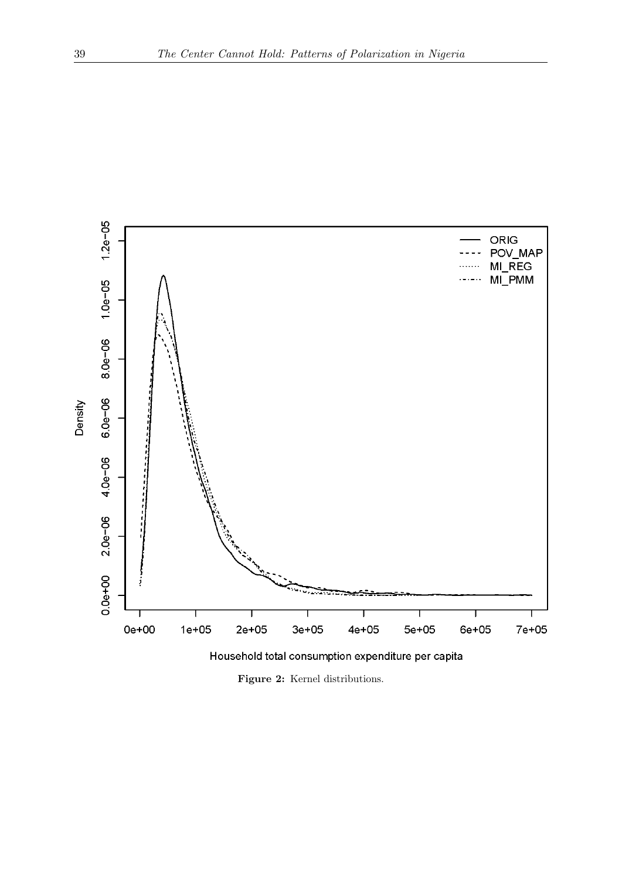**Figure 2:** Kernel distributions.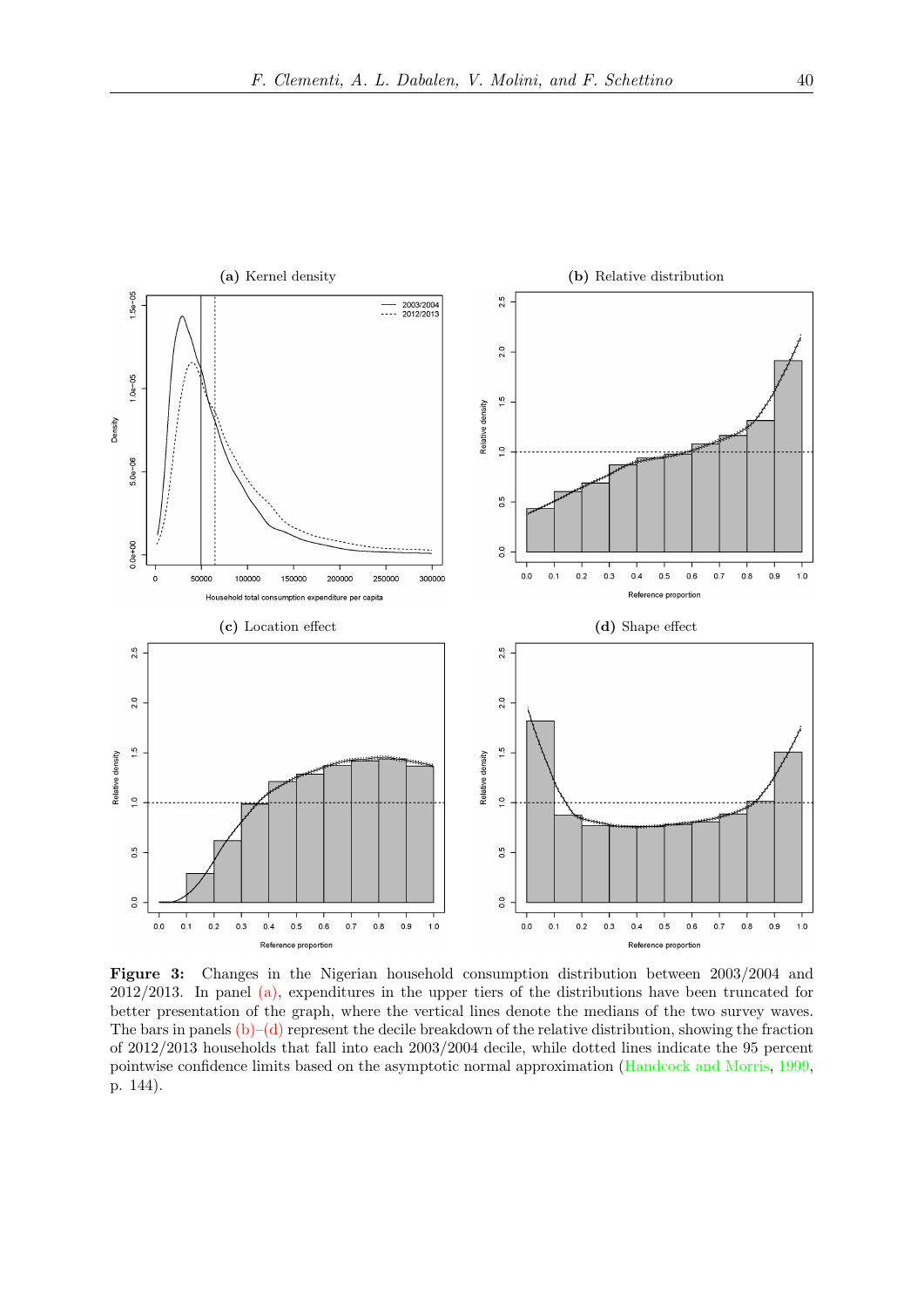**(a)** Kernel density

**(b)** Relative distribution

**(c)** Location effect

**(d)** Shape effect

**Figure 3:** Changes in the Nigerian household consumption distribution between 2003/2004 and 2012/2013. In panel (a), expenditures in the upper tiers of the distributions have been truncated for better presentation of the graph, where the vertical lines denote the medians of the two survey waves. The bars in panels (b)–(d) represent the decile breakdown of the relative distribution, showing the fraction of 2012/2013 households that fall into each 2003/2004 decile, while dotted lines indicate the 95 percent pointwise confidence limits based on the asymptotic normal approximation (Handcock and Morris, 1999, p. 144).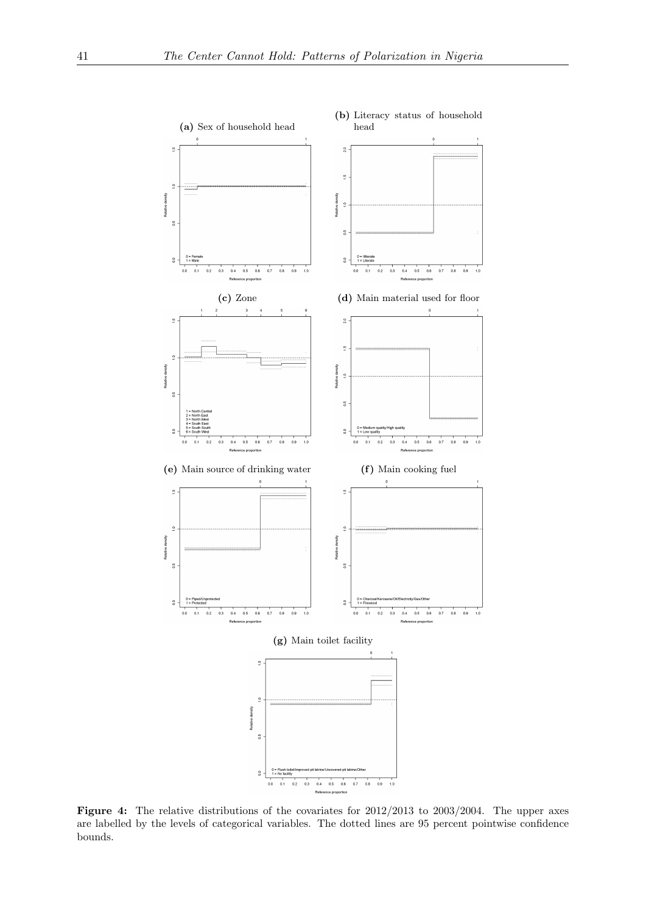**(a)** Sex of household head

0 = Female
1 = Male

**(b)** Literacy status of household head

0 = Illiterate
1 = Literate

**(c)** Zone

1 = North Central
2 = North East
3 = North West
4 = South East
5 = South South
6 = South West

**(d)** Main material used for floor

0 = Medium quality/High quality
1 = Low quality

**(e)** Main source of drinking water

0 = Piped/Unprotected
1 = Protected

**(f)** Main cooking fuel

0 = Charcoal/Kerosene/Oil/Electricity/Gas/Other
1 = Firewood

**(g)** Main toilet facility

0 = Flush toilet/Improved pit latrine/Uncovered pit latrine/Other
1 = No facility

**Figure 4:** The relative distributions of the covariates for 2012/2013 to 2003/2004. The upper axes are labelled by the levels of categorical variables. The dotted lines are 95 percent pointwise confidence bounds.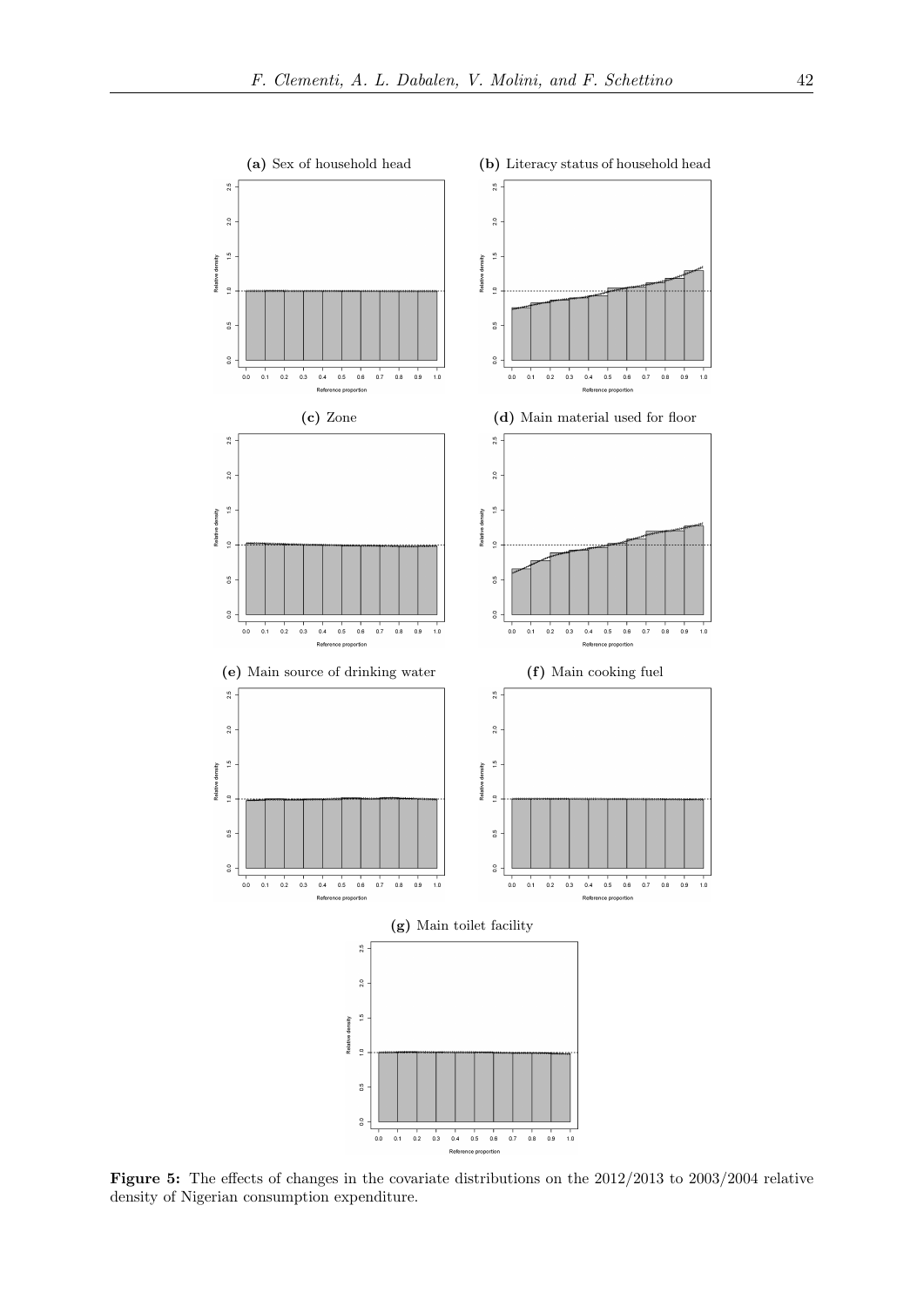**(a)** Sex of household head

**(b)** Literacy status of household head

**(c)** Zone

**(d)** Main material used for floor

**(e)** Main source of drinking water

**(f)** Main cooking fuel

**(g)** Main toilet facility

**Figure 5:** The effects of changes in the covariate distributions on the 2012/2013 to 2003/2004 relative density of Nigerian consumption expenditure.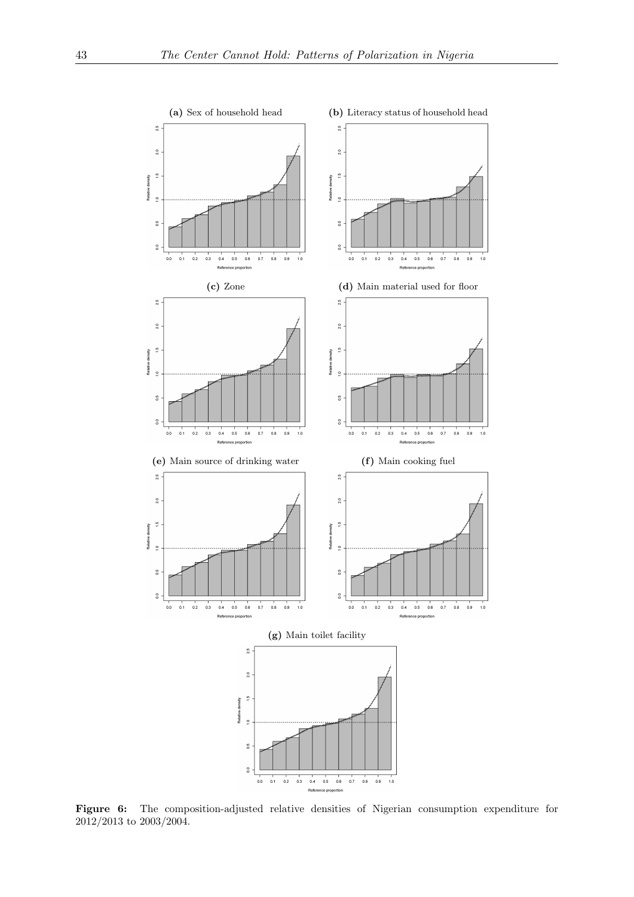**(a)** Sex of household head

**(b)** Literacy status of household head

**(c)** Zone

**(d)** Main material used for floor

**(e)** Main source of drinking water

**(f)** Main cooking fuel

**(g)** Main toilet facility

**Figure 6:** The composition-adjusted relative densities of Nigerian consumption expenditure for 2012/2013 to 2003/2004.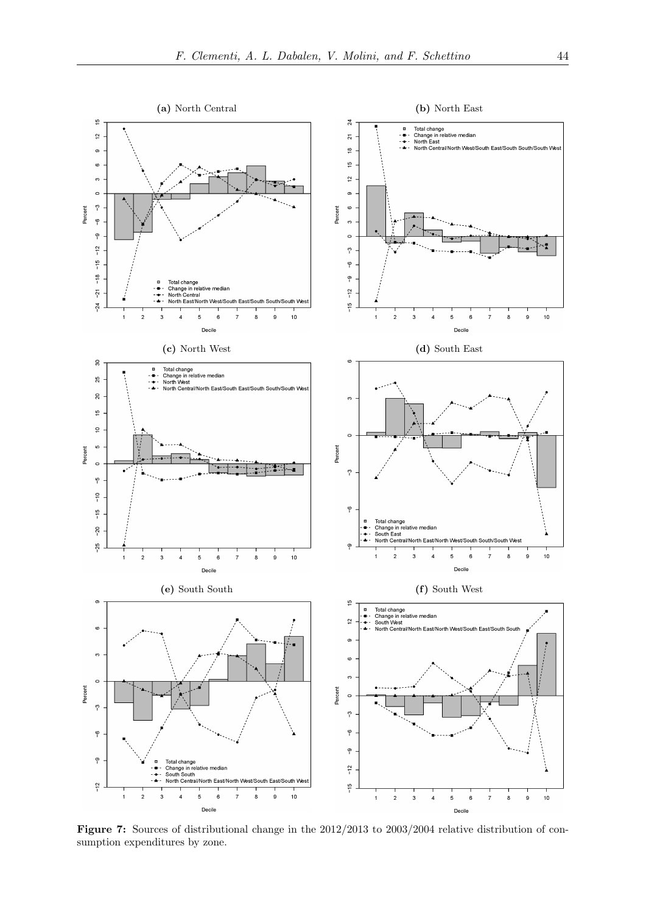**(a)** North Central

Percent

Decile

Total change
Change in relative median
North Central
North East/North West/South East/South South/South West

**(b)** North East

Total change
Change in relative median
North East
North Central/North West/South East/South South/South West

**(c)** North West

Total change
Change in relative median
North West
North Central/North East/South East/South South/South West

**(d)** South East

Total change
Change in relative median
South East
North Central/North East/North West/South South/South West

**(e)** South South

Total change
Change in relative median
South South
North Central/North East/North West/South East/South West

**(f)** South West

Total change
Change in relative median
South West
North Central/North East/North West/South East/South South

**Figure 7:** Sources of distributional change in the 2012/2013 to 2003/2004 relative distribution of consumption expenditures by zone.